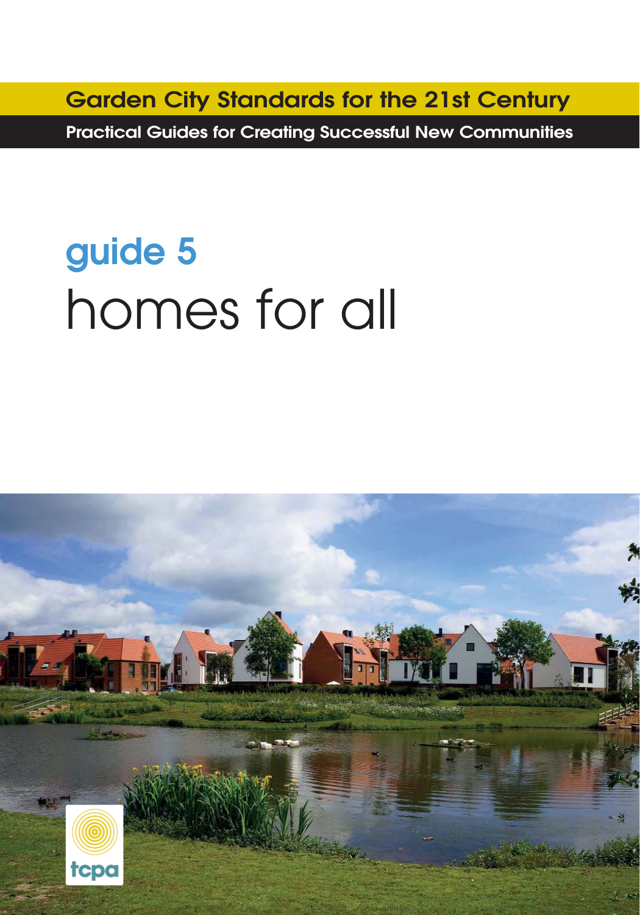**Garden City Standards for the 21st Century**

**Practical Guides for Creating Successful New Communities**

# guide 5

# homes for all

tcpa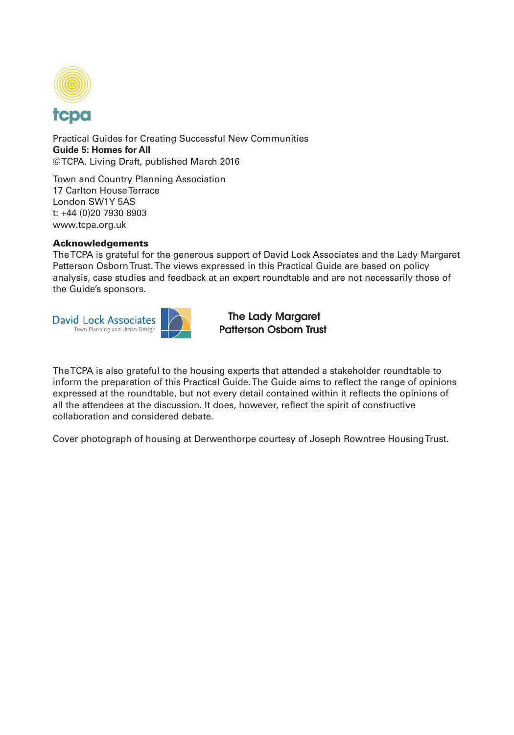tcpa

Practical Guides for Creating Successful New Communities
**Guide 5: Homes for All**
©TCPA. Living Draft, published March 2016

Town and Country Planning Association
17 Carlton House Terrace
London SW1Y 5AS
t: +44 (0)20 7930 8903
www.tcpa.org.uk

**Acknowledgements**
The TCPA is grateful for the generous support of David Lock Associates and the Lady Margaret Patterson Osborn Trust. The views expressed in this Practical Guide are based on policy analysis, case studies and feedback at an expert roundtable and are not necessarily those of the Guide's sponsors.

David Lock Associates
Town Planning and Urban Design

The Lady Margaret Patterson Osborn Trust

The TCPA is also grateful to the housing experts that attended a stakeholder roundtable to inform the preparation of this Practical Guide. The Guide aims to reflect the range of opinions expressed at the roundtable, but not every detail contained within it reflects the opinions of all the attendees at the discussion. It does, however, reflect the spirit of constructive collaboration and considered debate.

Cover photograph of housing at Derwenthorpe courtesy of Joseph Rowntree Housing Trust.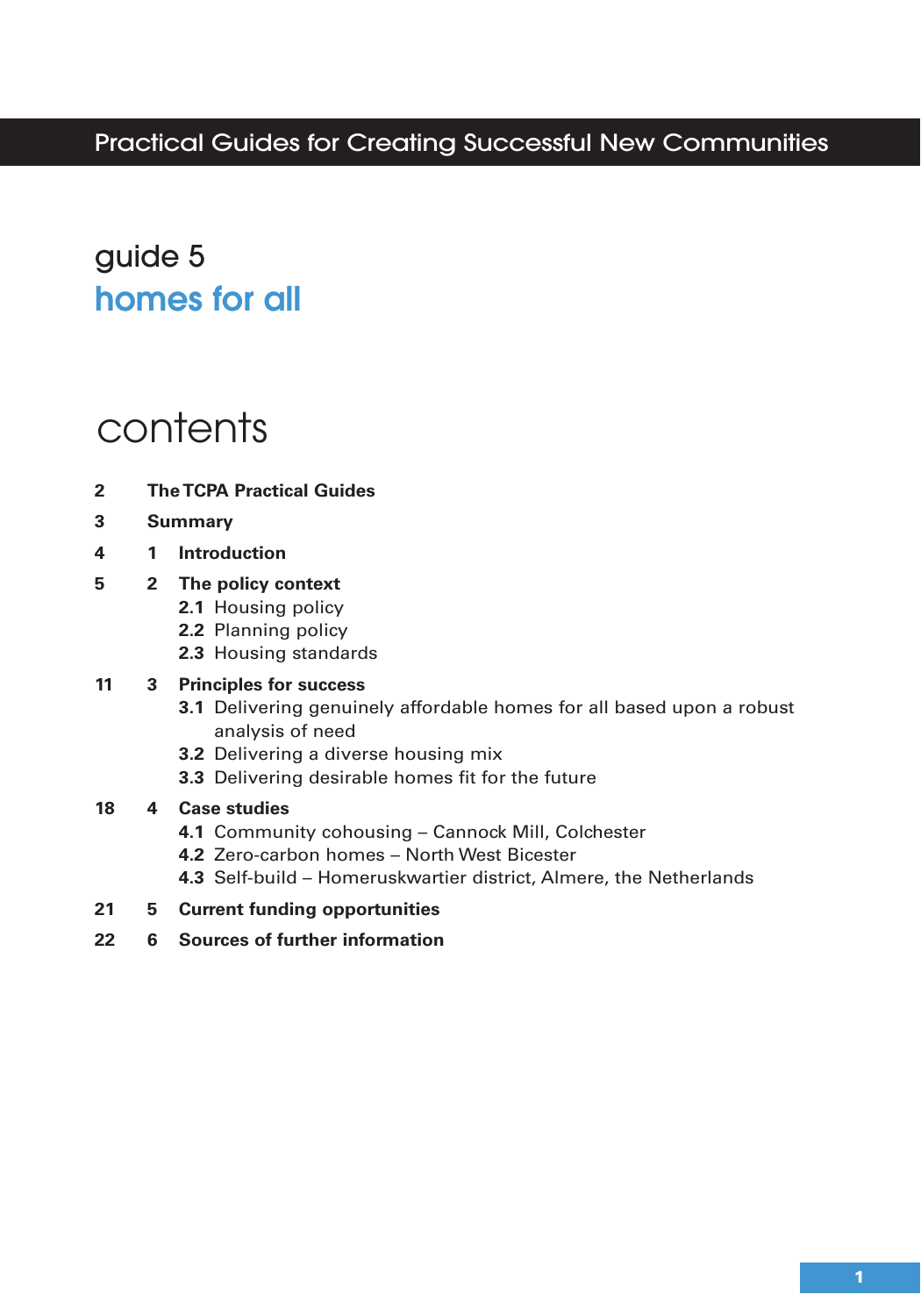Practical Guides for Creating Successful New Communities

# guide 5

# homes for all

## contents

| | | |
|---|---|---|
| 2 | **The TCPA Practical Guides** | |
| 3 | **Summary** | |
| 4 | **1** | **Introduction** |
| 5 | **2** | **The policy context** |
| | | **2.1** Housing policy |
| | | **2.2** Planning policy |
| | | **2.3** Housing standards |
| 11 | **3** | **Principles for success** |
| | | **3.1** Delivering genuinely affordable homes for all based upon a robust analysis of need |
| | | **3.2** Delivering a diverse housing mix |
| | | **3.3** Delivering desirable homes fit for the future |
| 18 | **4** | **Case studies** |
| | | **4.1** Community cohousing – Cannock Mill, Colchester |
| | | **4.2** Zero-carbon homes – North West Bicester |
| | | **4.3** Self-build – Homeruskwartier district, Almere, the Netherlands |
| 21 | **5** | **Current funding opportunities** |
| 22 | **6** | **Sources of further information** |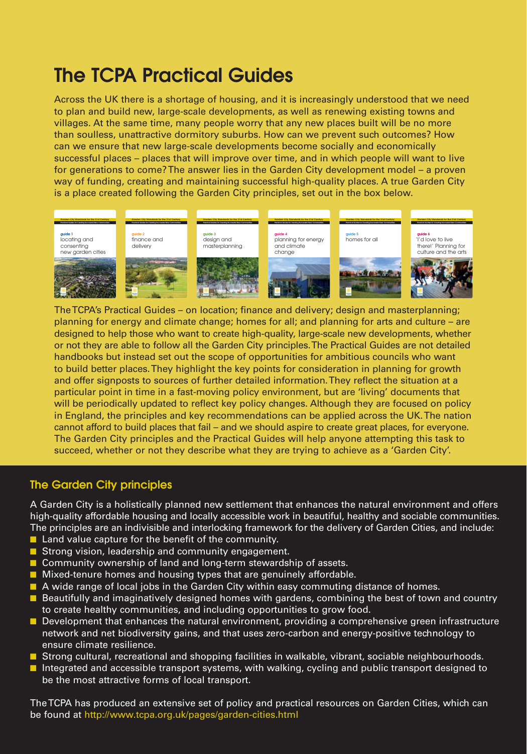# The TCPA Practical Guides

Across the UK there is a shortage of housing, and it is increasingly understood that we need to plan and build new, large-scale developments, as well as renewing existing towns and villages. At the same time, many people worry that any new places built will be no more than soulless, unattractive dormitory suburbs. How can we prevent such outcomes? How can we ensure that new large-scale developments become socially and economically successful places – places that will improve over time, and in which people will want to live for generations to come? The answer lies in the Garden City development model – a proven way of funding, creating and maintaining successful high-quality places. A true Garden City is a place created following the Garden City principles, set out in the box below.

guide 1 locating and consenting new garden cities

guide 2 finance and delivery

guide 3 design and masterplanning

guide 4 planning for energy and climate change

guide 5 homes for all

guide 6 'I'd love to live there!' Planning for culture and the arts

The TCPA's Practical Guides – on location; finance and delivery; design and masterplanning; planning for energy and climate change; homes for all; and planning for arts and culture – are designed to help those who want to create high-quality, large-scale new developments, whether or not they are able to follow all the Garden City principles. The Practical Guides are not detailed handbooks but instead set out the scope of opportunities for ambitious councils who want to build better places. They highlight the key points for consideration in planning for growth and offer signposts to sources of further detailed information. They reflect the situation at a particular point in time in a fast-moving policy environment, but are 'living' documents that will be periodically updated to reflect key policy changes. Although they are focused on policy in England, the principles and key recommendations can be applied across the UK. The nation cannot afford to build places that fail – and we should aspire to create great places, for everyone. The Garden City principles and the Practical Guides will help anyone attempting this task to succeed, whether or not they describe what they are trying to achieve as a 'Garden City'.

## The Garden City principles

A Garden City is a holistically planned new settlement that enhances the natural environment and offers high-quality affordable housing and locally accessible work in beautiful, healthy and sociable communities. The principles are an indivisible and interlocking framework for the delivery of Garden Cities, and include:

- Land value capture for the benefit of the community.
- Strong vision, leadership and community engagement.
- Community ownership of land and long-term stewardship of assets.
- Mixed-tenure homes and housing types that are genuinely affordable.
- A wide range of local jobs in the Garden City within easy commuting distance of homes.
- Beautifully and imaginatively designed homes with gardens, combining the best of town and country to create healthy communities, and including opportunities to grow food.
- Development that enhances the natural environment, providing a comprehensive green infrastructure network and net biodiversity gains, and that uses zero-carbon and energy-positive technology to ensure climate resilience.
- Strong cultural, recreational and shopping facilities in walkable, vibrant, sociable neighbourhoods.
- Integrated and accessible transport systems, with walking, cycling and public transport designed to be the most attractive forms of local transport.

The TCPA has produced an extensive set of policy and practical resources on Garden Cities, which can be found at http://www.tcpa.org.uk/pages/garden-cities.html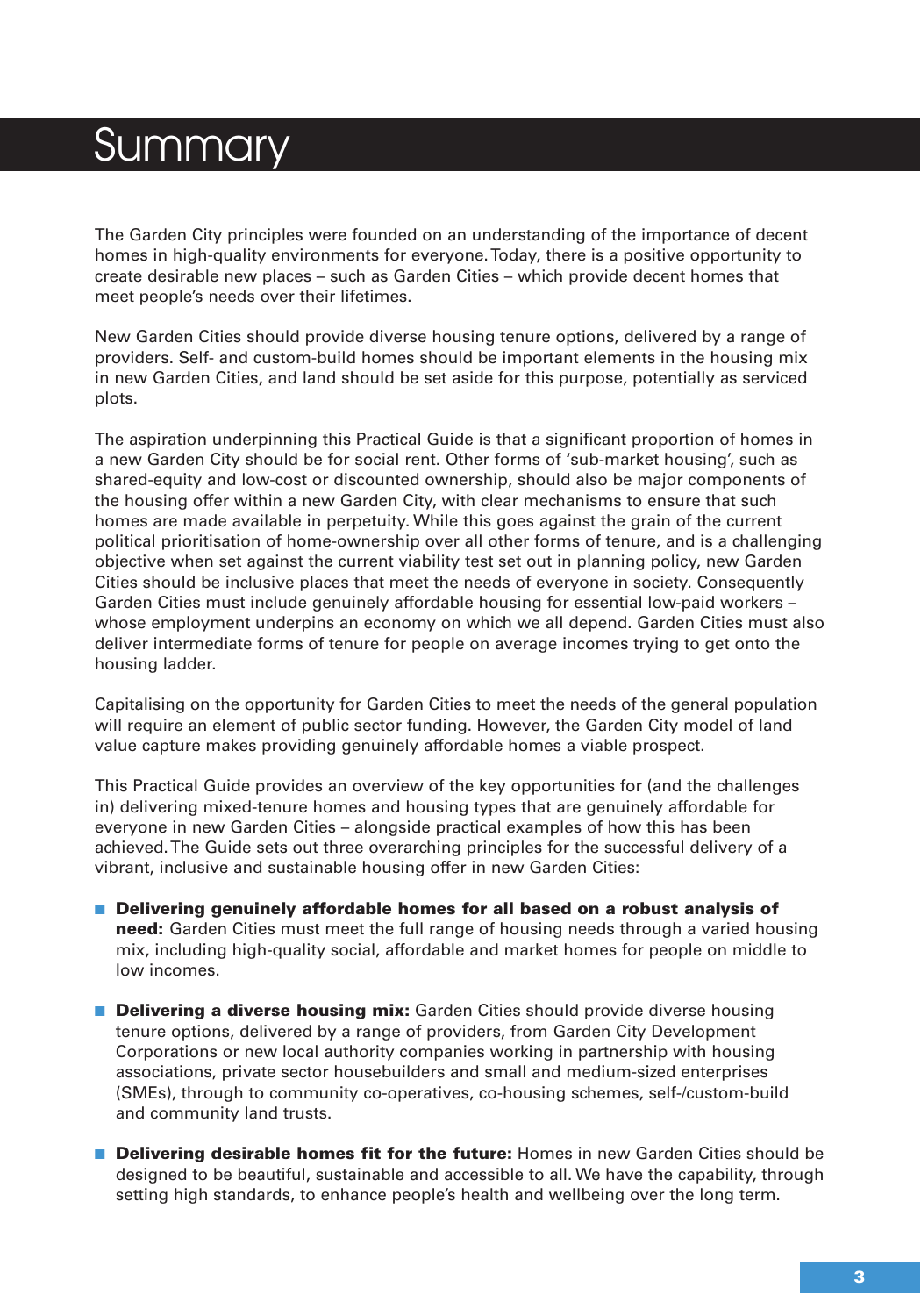# Summary

The Garden City principles were founded on an understanding of the importance of decent homes in high-quality environments for everyone. Today, there is a positive opportunity to create desirable new places – such as Garden Cities – which provide decent homes that meet people's needs over their lifetimes.

New Garden Cities should provide diverse housing tenure options, delivered by a range of providers. Self- and custom-build homes should be important elements in the housing mix in new Garden Cities, and land should be set aside for this purpose, potentially as serviced plots.

The aspiration underpinning this Practical Guide is that a significant proportion of homes in a new Garden City should be for social rent. Other forms of 'sub-market housing', such as shared-equity and low-cost or discounted ownership, should also be major components of the housing offer within a new Garden City, with clear mechanisms to ensure that such homes are made available in perpetuity. While this goes against the grain of the current political prioritisation of home-ownership over all other forms of tenure, and is a challenging objective when set against the current viability test set out in planning policy, new Garden Cities should be inclusive places that meet the needs of everyone in society. Consequently Garden Cities must include genuinely affordable housing for essential low-paid workers – whose employment underpins an economy on which we all depend. Garden Cities must also deliver intermediate forms of tenure for people on average incomes trying to get onto the housing ladder.

Capitalising on the opportunity for Garden Cities to meet the needs of the general population will require an element of public sector funding. However, the Garden City model of land value capture makes providing genuinely affordable homes a viable prospect.

This Practical Guide provides an overview of the key opportunities for (and the challenges in) delivering mixed-tenure homes and housing types that are genuinely affordable for everyone in new Garden Cities – alongside practical examples of how this has been achieved. The Guide sets out three overarching principles for the successful delivery of a vibrant, inclusive and sustainable housing offer in new Garden Cities:

- **Delivering genuinely affordable homes for all based on a robust analysis of need:** Garden Cities must meet the full range of housing needs through a varied housing mix, including high-quality social, affordable and market homes for people on middle to low incomes.
- **Delivering a diverse housing mix:** Garden Cities should provide diverse housing tenure options, delivered by a range of providers, from Garden City Development Corporations or new local authority companies working in partnership with housing associations, private sector housebuilders and small and medium-sized enterprises (SMEs), through to community co-operatives, co-housing schemes, self-/custom-build and community land trusts.
- **Delivering desirable homes fit for the future:** Homes in new Garden Cities should be designed to be beautiful, sustainable and accessible to all. We have the capability, through setting high standards, to enhance people's health and wellbeing over the long term.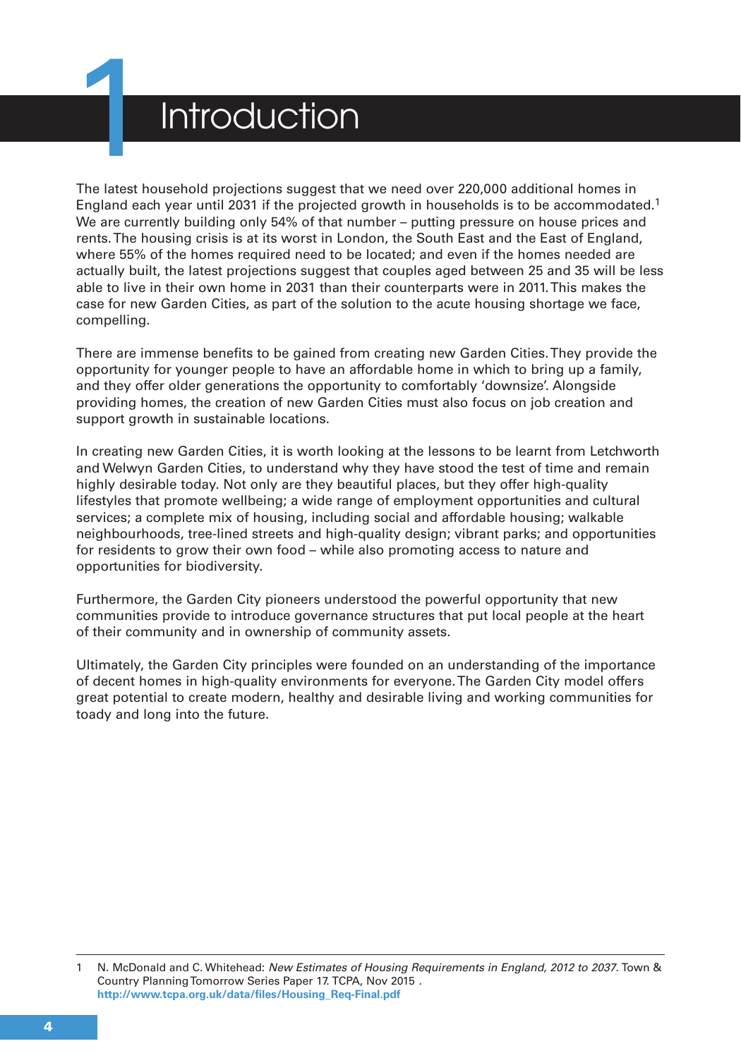# 1 Introduction

The latest household projections suggest that we need over 220,000 additional homes in England each year until 2031 if the projected growth in households is to be accommodated.[1] We are currently building only 54% of that number – putting pressure on house prices and rents. The housing crisis is at its worst in London, the South East and the East of England, where 55% of the homes required need to be located; and even if the homes needed are actually built, the latest projections suggest that couples aged between 25 and 35 will be less able to live in their own home in 2031 than their counterparts were in 2011. This makes the case for new Garden Cities, as part of the solution to the acute housing shortage we face, compelling.

There are immense benefits to be gained from creating new Garden Cities. They provide the opportunity for younger people to have an affordable home in which to bring up a family, and they offer older generations the opportunity to comfortably 'downsize'. Alongside providing homes, the creation of new Garden Cities must also focus on job creation and support growth in sustainable locations.

In creating new Garden Cities, it is worth looking at the lessons to be learnt from Letchworth and Welwyn Garden Cities, to understand why they have stood the test of time and remain highly desirable today. Not only are they beautiful places, but they offer high-quality lifestyles that promote wellbeing; a wide range of employment opportunities and cultural services; a complete mix of housing, including social and affordable housing; walkable neighbourhoods, tree-lined streets and high-quality design; vibrant parks; and opportunities for residents to grow their own food – while also promoting access to nature and opportunities for biodiversity.

Furthermore, the Garden City pioneers understood the powerful opportunity that new communities provide to introduce governance structures that put local people at the heart of their community and in ownership of community assets.

Ultimately, the Garden City principles were founded on an understanding of the importance of decent homes in high-quality environments for everyone. The Garden City model offers great potential to create modern, healthy and desirable living and working communities for toady and long into the future.

---

1 N. McDonald and C. Whitehead: *New Estimates of Housing Requirements in England, 2012 to 2037*. Town & Country Planning Tomorrow Series Paper 17. TCPA, Nov 2015 . **http://www.tcpa.org.uk/data/files/Housing_Req-Final.pdf**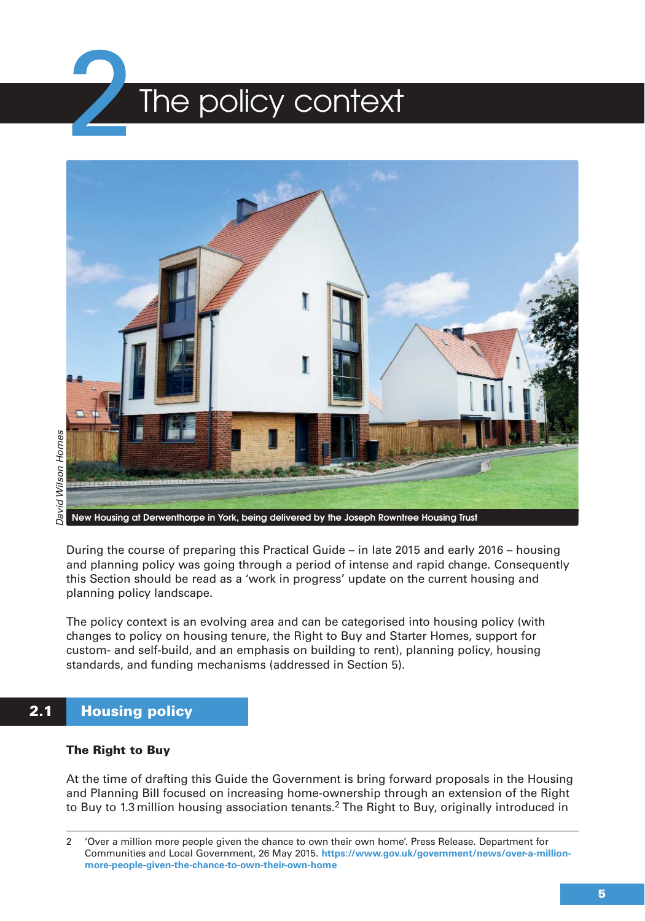# 2 The policy context

*David Wilson Homes*

New Housing at Derwenthorpe in York, being delivered by the Joseph Rowntree Housing Trust

During the course of preparing this Practical Guide – in late 2015 and early 2016 – housing and planning policy was going through a period of intense and rapid change. Consequently this Section should be read as a 'work in progress' update on the current housing and planning policy landscape.

The policy context is an evolving area and can be categorised into housing policy (with changes to policy on housing tenure, the Right to Buy and Starter Homes, support for custom- and self-build, and an emphasis on building to rent), planning policy, housing standards, and funding mechanisms (addressed in Section 5).

## 2.1 Housing policy

### The Right to Buy

At the time of drafting this Guide the Government is bring forward proposals in the Housing and Planning Bill focused on increasing home-ownership through an extension of the Right to Buy to 1.3 million housing association tenants.[2] The Right to Buy, originally introduced in

---

2 'Over a million more people given the chance to own their own home'. Press Release. Department for Communities and Local Government, 26 May 2015. **https://www.gov.uk/government/news/over-a-million-more-people-given-the-chance-to-own-their-own-home**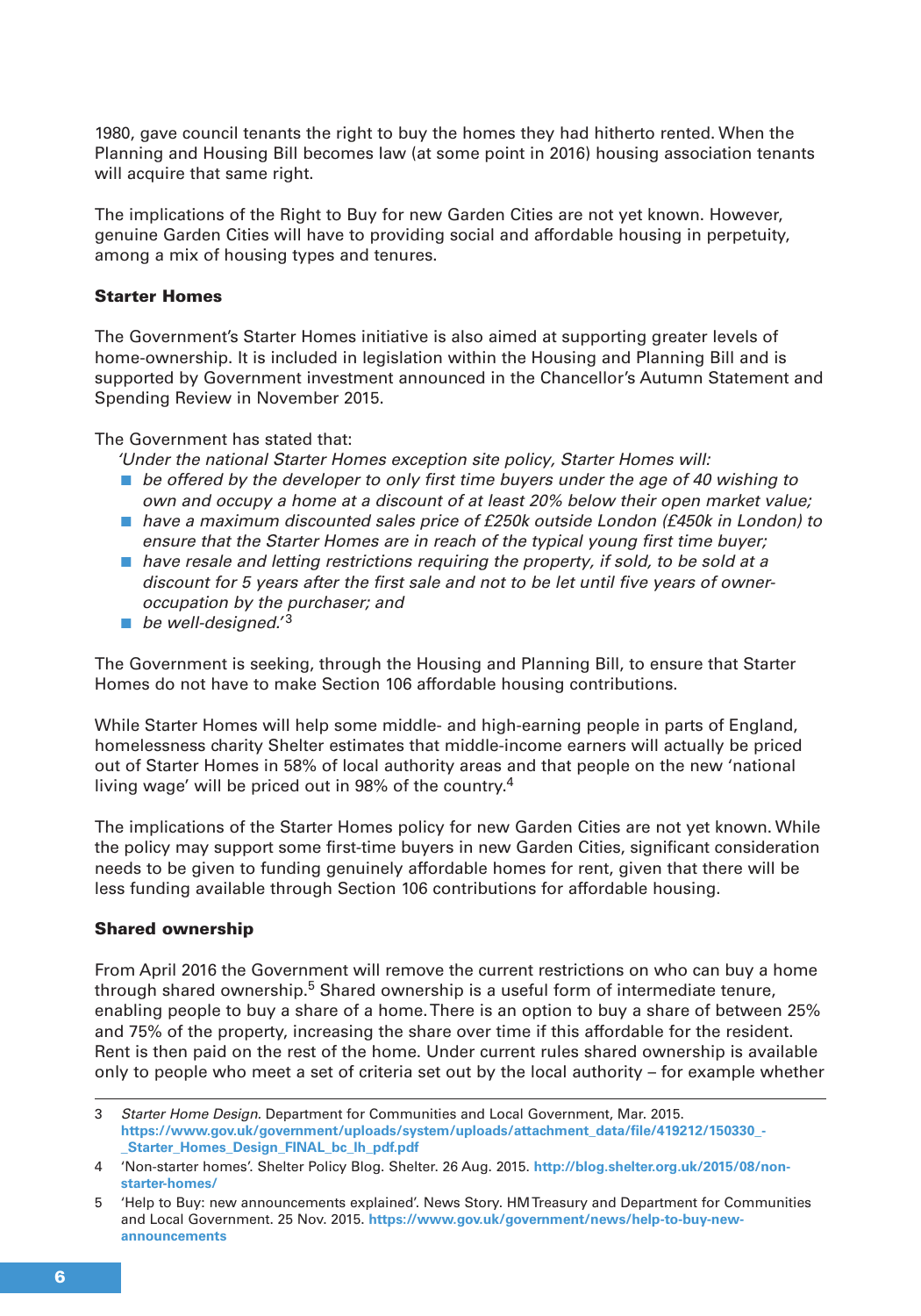1980, gave council tenants the right to buy the homes they had hitherto rented. When the Planning and Housing Bill becomes law (at some point in 2016) housing association tenants will acquire that same right.

The implications of the Right to Buy for new Garden Cities are not yet known. However, genuine Garden Cities will have to providing social and affordable housing in perpetuity, among a mix of housing types and tenures.

**Starter Homes**

The Government's Starter Homes initiative is also aimed at supporting greater levels of home-ownership. It is included in legislation within the Housing and Planning Bill and is supported by Government investment announced in the Chancellor's Autumn Statement and Spending Review in November 2015.

The Government has stated that:

*'Under the national Starter Homes exception site policy, Starter Homes will:*

- *be offered by the developer to only first time buyers under the age of 40 wishing to own and occupy a home at a discount of at least 20% below their open market value;*
- *have a maximum discounted sales price of £250k outside London (£450k in London) to ensure that the Starter Homes are in reach of the typical young first time buyer;*
- *have resale and letting restrictions requiring the property, if sold, to be sold at a discount for 5 years after the first sale and not to be let until five years of owner-occupation by the purchaser; and*
- *be well-designed.'*[3]

The Government is seeking, through the Housing and Planning Bill, to ensure that Starter Homes do not have to make Section 106 affordable housing contributions.

While Starter Homes will help some middle- and high-earning people in parts of England, homelessness charity Shelter estimates that middle-income earners will actually be priced out of Starter Homes in 58% of local authority areas and that people on the new 'national living wage' will be priced out in 98% of the country.[4]

The implications of the Starter Homes policy for new Garden Cities are not yet known. While the policy may support some first-time buyers in new Garden Cities, significant consideration needs to be given to funding genuinely affordable homes for rent, given that there will be less funding available through Section 106 contributions for affordable housing.

**Shared ownership**

From April 2016 the Government will remove the current restrictions on who can buy a home through shared ownership.[5] Shared ownership is a useful form of intermediate tenure, enabling people to buy a share of a home. There is an option to buy a share of between 25% and 75% of the property, increasing the share over time if this affordable for the resident. Rent is then paid on the rest of the home. Under current rules shared ownership is available only to people who meet a set of criteria set out by the local authority – for example whether

---

3 *Starter Home Design.* Department for Communities and Local Government, Mar. 2015. **https://www.gov.uk/government/uploads/system/uploads/attachment_data/file/419212/150330_-_Starter_Homes_Design_FINAL_bc_lh_pdf.pdf**

4 'Non-starter homes'. Shelter Policy Blog. Shelter. 26 Aug. 2015. **http://blog.shelter.org.uk/2015/08/non-starter-homes/**

5 'Help to Buy: new announcements explained'. News Story. HM Treasury and Department for Communities and Local Government. 25 Nov. 2015. **https://www.gov.uk/government/news/help-to-buy-new-announcements**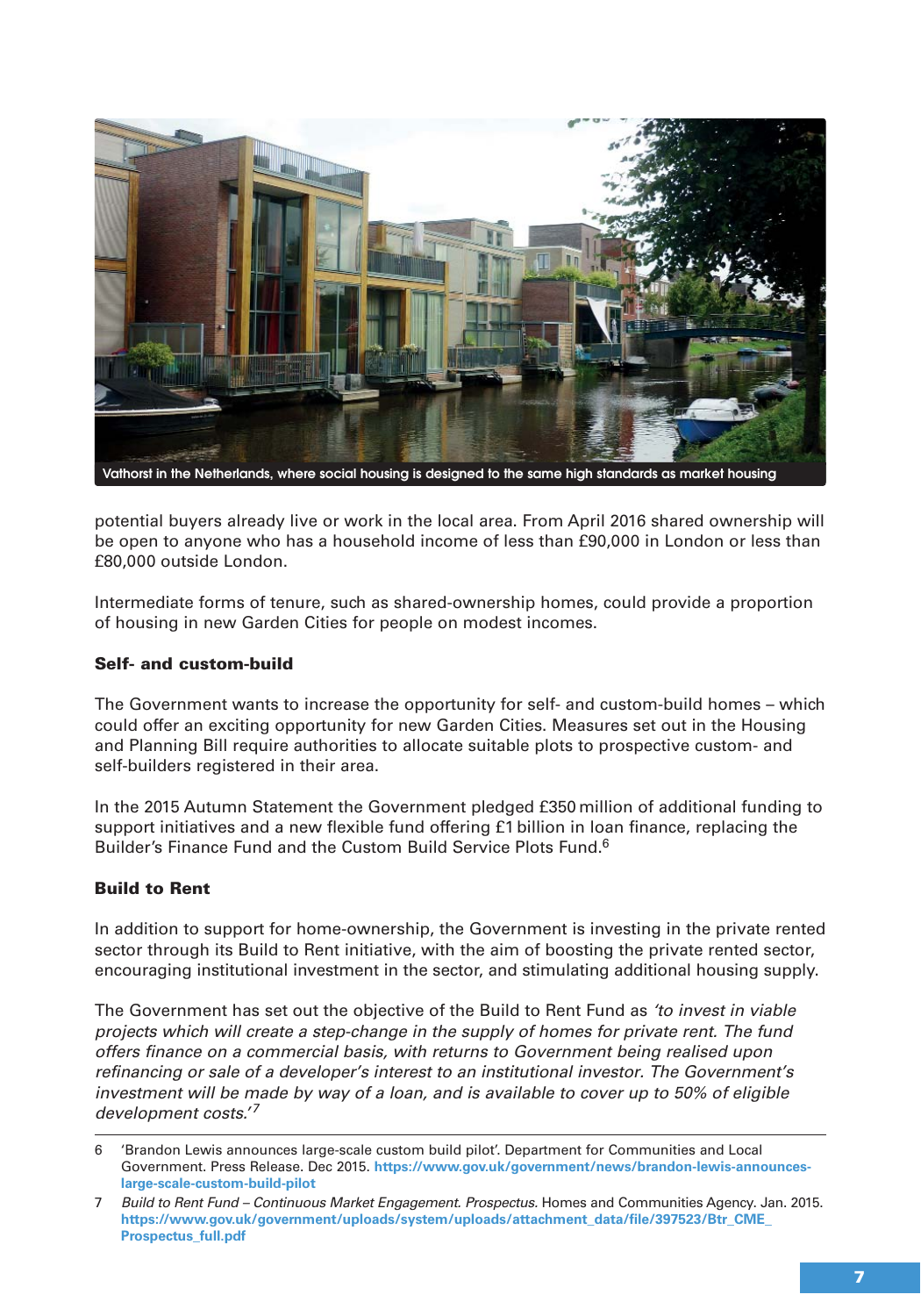Vathorst in the Netherlands, where social housing is designed to the same high standards as market housing

potential buyers already live or work in the local area. From April 2016 shared ownership will be open to anyone who has a household income of less than £90,000 in London or less than £80,000 outside London.

Intermediate forms of tenure, such as shared-ownership homes, could provide a proportion of housing in new Garden Cities for people on modest incomes.

### Self- and custom-build

The Government wants to increase the opportunity for self- and custom-build homes – which could offer an exciting opportunity for new Garden Cities. Measures set out in the Housing and Planning Bill require authorities to allocate suitable plots to prospective custom- and self-builders registered in their area.

In the 2015 Autumn Statement the Government pledged £350 million of additional funding to support initiatives and a new flexible fund offering £1 billion in loan finance, replacing the Builder's Finance Fund and the Custom Build Service Plots Fund.[6]

### Build to Rent

In addition to support for home-ownership, the Government is investing in the private rented sector through its Build to Rent initiative, with the aim of boosting the private rented sector, encouraging institutional investment in the sector, and stimulating additional housing supply.

The Government has set out the objective of the Build to Rent Fund as *'to invest in viable projects which will create a step-change in the supply of homes for private rent. The fund offers finance on a commercial basis, with returns to Government being realised upon refinancing or sale of a developer's interest to an institutional investor. The Government's investment will be made by way of a loan, and is available to cover up to 50% of eligible development costs.'*[7]

---

6 'Brandon Lewis announces large-scale custom build pilot'. Department for Communities and Local Government. Press Release. Dec 2015. **https://www.gov.uk/government/news/brandon-lewis-announces-large-scale-custom-build-pilot**

7 *Build to Rent Fund – Continuous Market Engagement. Prospectus.* Homes and Communities Agency. Jan. 2015. **https://www.gov.uk/government/uploads/system/uploads/attachment_data/file/397523/Btr_CME_Prospectus_full.pdf**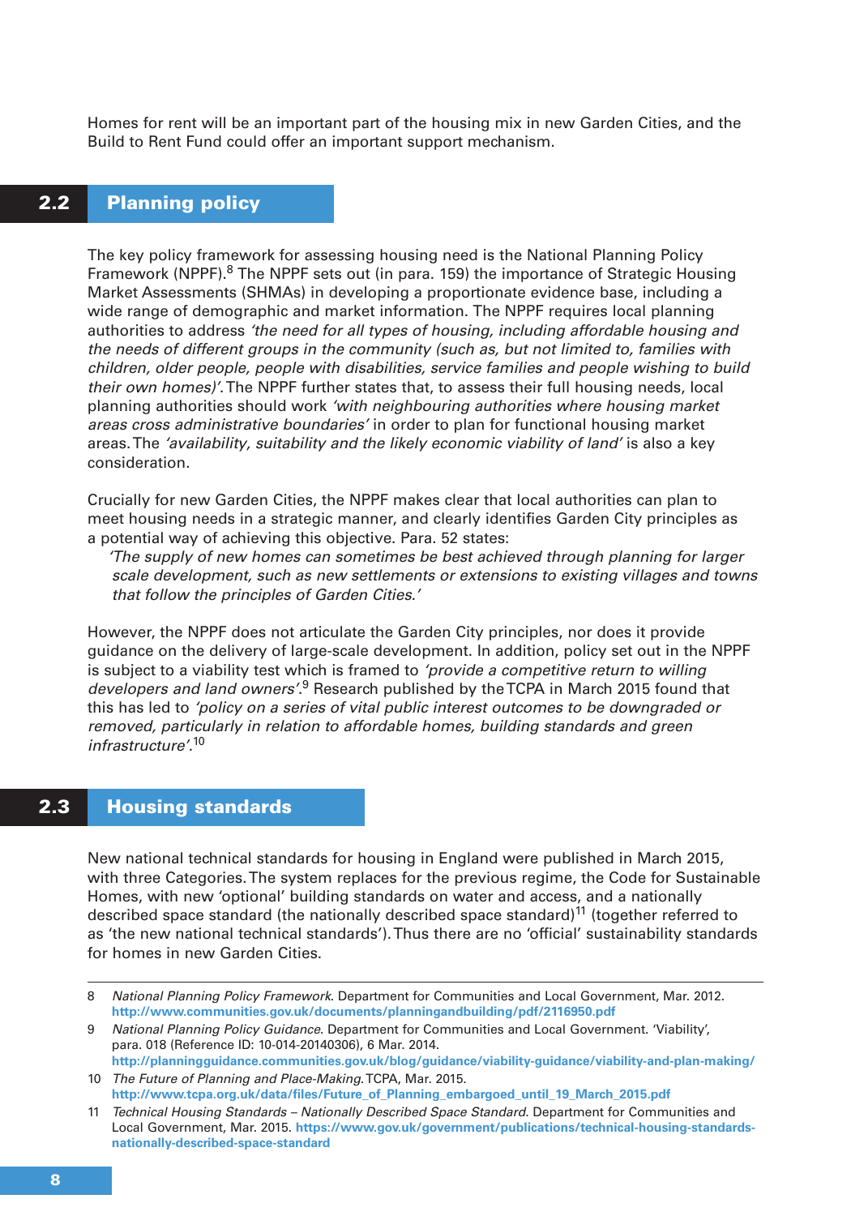Homes for rent will be an important part of the housing mix in new Garden Cities, and the Build to Rent Fund could offer an important support mechanism.

## 2.2 Planning policy

The key policy framework for assessing housing need is the National Planning Policy Framework (NPPF).[8] The NPPF sets out (in para. 159) the importance of Strategic Housing Market Assessments (SHMAs) in developing a proportionate evidence base, including a wide range of demographic and market information. The NPPF requires local planning authorities to address *'the need for all types of housing, including affordable housing and the needs of different groups in the community (such as, but not limited to, families with children, older people, people with disabilities, service families and people wishing to build their own homes)'*. The NPPF further states that, to assess their full housing needs, local planning authorities should work *'with neighbouring authorities where housing market areas cross administrative boundaries'* in order to plan for functional housing market areas. The *'availability, suitability and the likely economic viability of land'* is also a key consideration.

Crucially for new Garden Cities, the NPPF makes clear that local authorities can plan to meet housing needs in a strategic manner, and clearly identifies Garden City principles as a potential way of achieving this objective. Para. 52 states:

> *'The supply of new homes can sometimes be best achieved through planning for larger scale development, such as new settlements or extensions to existing villages and towns that follow the principles of Garden Cities.'*

However, the NPPF does not articulate the Garden City principles, nor does it provide guidance on the delivery of large-scale development. In addition, policy set out in the NPPF is subject to a viability test which is framed to *'provide a competitive return to willing developers and land owners'*.[9] Research published by the TCPA in March 2015 found that this has led to *'policy on a series of vital public interest outcomes to be downgraded or removed, particularly in relation to affordable homes, building standards and green infrastructure'*.[10]

## 2.3 Housing standards

New national technical standards for housing in England were published in March 2015, with three Categories. The system replaces for the previous regime, the Code for Sustainable Homes, with new 'optional' building standards on water and access, and a nationally described space standard (the nationally described space standard)[11] (together referred to as 'the new national technical standards'). Thus there are no 'official' sustainability standards for homes in new Garden Cities.

---

8 *National Planning Policy Framework*. Department for Communities and Local Government, Mar. 2012. **http://www.communities.gov.uk/documents/planningandbuilding/pdf/2116950.pdf**

9 *National Planning Policy Guidance*. Department for Communities and Local Government. 'Viability', para. 018 (Reference ID: 10-014-20140306), 6 Mar. 2014. **http://planningguidance.communities.gov.uk/blog/guidance/viability-guidance/viability-and-plan-making/**

10 *The Future of Planning and Place-Making*. TCPA, Mar. 2015. **http://www.tcpa.org.uk/data/files/Future_of_Planning_embargoed_until_19_March_2015.pdf**

11 *Technical Housing Standards – Nationally Described Space Standard*. Department for Communities and Local Government, Mar. 2015. **https://www.gov.uk/government/publications/technical-housing-standards-nationally-described-space-standard**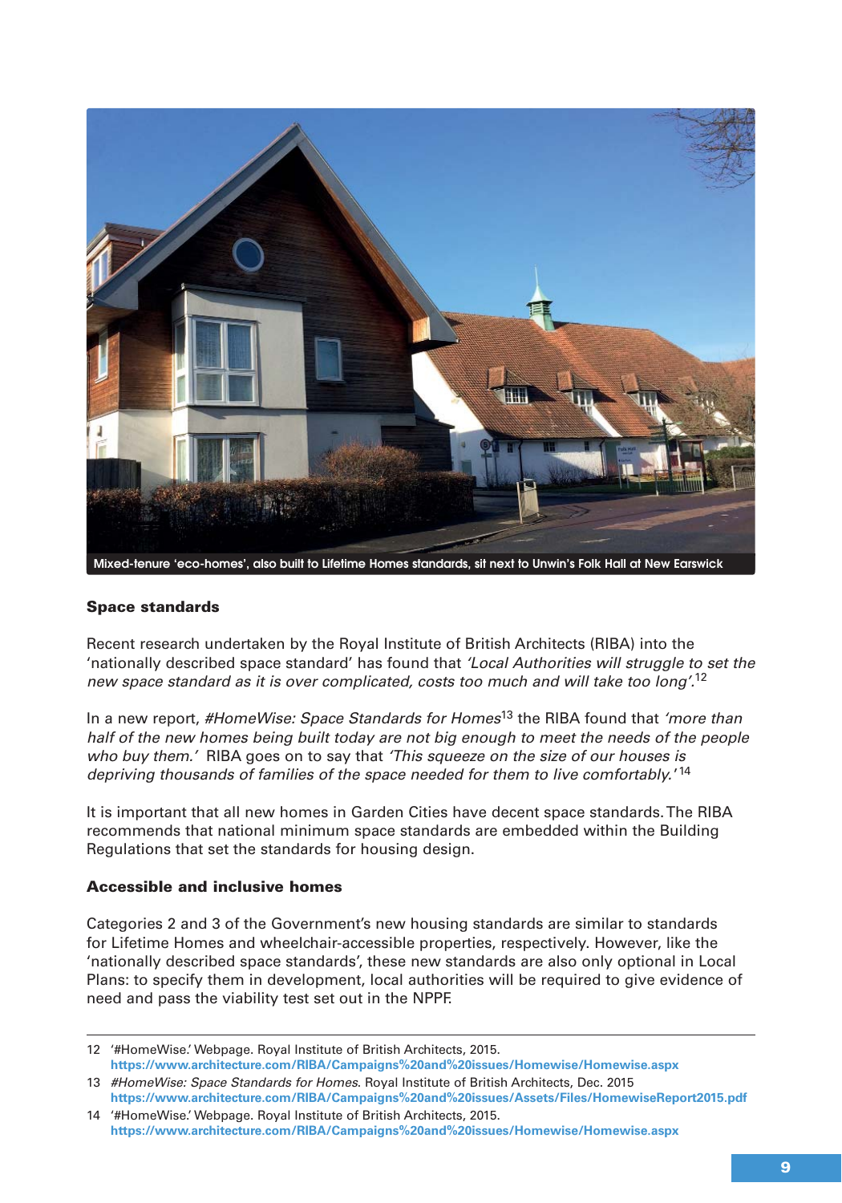Mixed-tenure 'eco-homes', also built to Lifetime Homes standards, sit next to Unwin's Folk Hall at New Earswick

### Space standards

Recent research undertaken by the Royal Institute of British Architects (RIBA) into the 'nationally described space standard' has found that *'Local Authorities will struggle to set the new space standard as it is over complicated, costs too much and will take too long'*.[12]

In a new report, *#HomeWise: Space Standards for Homes*[13] the RIBA found that *'more than half of the new homes being built today are not big enough to meet the needs of the people who buy them.'* RIBA goes on to say that *'This squeeze on the size of our houses is depriving thousands of families of the space needed for them to live comfortably.'*[14]

It is important that all new homes in Garden Cities have decent space standards. The RIBA recommends that national minimum space standards are embedded within the Building Regulations that set the standards for housing design.

### Accessible and inclusive homes

Categories 2 and 3 of the Government's new housing standards are similar to standards for Lifetime Homes and wheelchair-accessible properties, respectively. However, like the 'nationally described space standards', these new standards are also only optional in Local Plans: to specify them in development, local authorities will be required to give evidence of need and pass the viability test set out in the NPPF.

---

12 '#HomeWise.' Webpage. Royal Institute of British Architects, 2015. **https://www.architecture.com/RIBA/Campaigns%20and%20issues/Homewise/Homewise.aspx**

13 *#HomeWise: Space Standards for Homes*. Royal Institute of British Architects, Dec. 2015 **https://www.architecture.com/RIBA/Campaigns%20and%20issues/Assets/Files/HomewiseReport2015.pdf**

14 '#HomeWise.' Webpage. Royal Institute of British Architects, 2015. **https://www.architecture.com/RIBA/Campaigns%20and%20issues/Homewise/Homewise.aspx**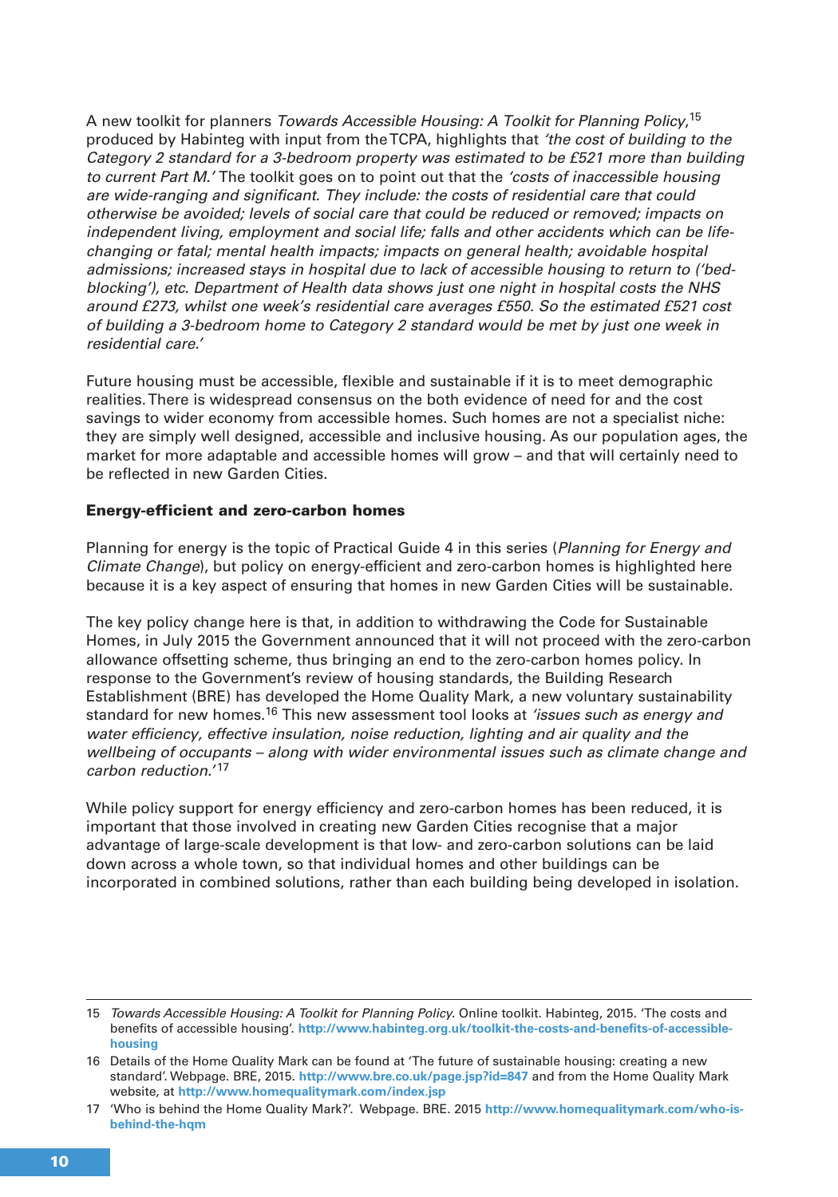A new toolkit for planners *Towards Accessible Housing: A Toolkit for Planning Policy*,[15] produced by Habinteg with input from the TCPA, highlights that *'the cost of building to the Category 2 standard for a 3-bedroom property was estimated to be £521 more than building to current Part M.'* The toolkit goes on to point out that the *'costs of inaccessible housing are wide-ranging and significant. They include: the costs of residential care that could otherwise be avoided; levels of social care that could be reduced or removed; impacts on independent living, employment and social life; falls and other accidents which can be life-changing or fatal; mental health impacts; impacts on general health; avoidable hospital admissions; increased stays in hospital due to lack of accessible housing to return to ('bed-blocking'), etc. Department of Health data shows just one night in hospital costs the NHS around £273, whilst one week's residential care averages £550. So the estimated £521 cost of building a 3-bedroom home to Category 2 standard would be met by just one week in residential care.'*

Future housing must be accessible, flexible and sustainable if it is to meet demographic realities. There is widespread consensus on the both evidence of need for and the cost savings to wider economy from accessible homes. Such homes are not a specialist niche: they are simply well designed, accessible and inclusive housing. As our population ages, the market for more adaptable and accessible homes will grow – and that will certainly need to be reflected in new Garden Cities.

**Energy-efficient and zero-carbon homes**

Planning for energy is the topic of Practical Guide 4 in this series (*Planning for Energy and Climate Change*), but policy on energy-efficient and zero-carbon homes is highlighted here because it is a key aspect of ensuring that homes in new Garden Cities will be sustainable.

The key policy change here is that, in addition to withdrawing the Code for Sustainable Homes, in July 2015 the Government announced that it will not proceed with the zero-carbon allowance offsetting scheme, thus bringing an end to the zero-carbon homes policy. In response to the Government's review of housing standards, the Building Research Establishment (BRE) has developed the Home Quality Mark, a new voluntary sustainability standard for new homes.[16] This new assessment tool looks at *'issues such as energy and water efficiency, effective insulation, noise reduction, lighting and air quality and the wellbeing of occupants – along with wider environmental issues such as climate change and carbon reduction.'*[17]

While policy support for energy efficiency and zero-carbon homes has been reduced, it is important that those involved in creating new Garden Cities recognise that a major advantage of large-scale development is that low- and zero-carbon solutions can be laid down across a whole town, so that individual homes and other buildings can be incorporated in combined solutions, rather than each building being developed in isolation.

---

15 *Towards Accessible Housing: A Toolkit for Planning Policy*. Online toolkit. Habinteg, 2015. 'The costs and benefits of accessible housing'. **http://www.habinteg.org.uk/toolkit-the-costs-and-benefits-of-accessible-housing**

16 Details of the Home Quality Mark can be found at 'The future of sustainable housing: creating a new standard'. Webpage. BRE, 2015. **http://www.bre.co.uk/page.jsp?id=847** and from the Home Quality Mark website, at **http://www.homequalitymark.com/index.jsp**

17 'Who is behind the Home Quality Mark?'. Webpage. BRE. 2015 **http://www.homequalitymark.com/who-is-behind-the-hqm**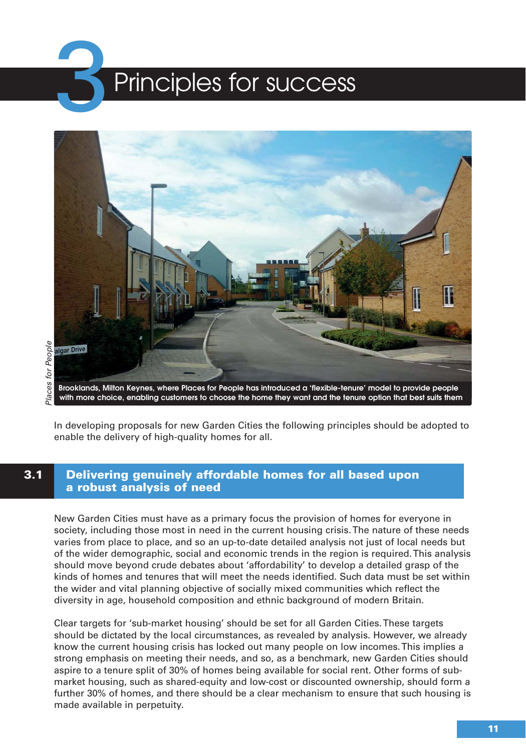# 3 Principles for success

Brooklands, Milton Keynes, where Places for People has introduced a 'flexible-tenure' model to provide people with more choice, enabling customers to choose the home they want and the tenure option that best suits them

*Places for People*

In developing proposals for new Garden Cities the following principles should be adopted to enable the delivery of high-quality homes for all.

## 3.1 Delivering genuinely affordable homes for all based upon a robust analysis of need

New Garden Cities must have as a primary focus the provision of homes for everyone in society, including those most in need in the current housing crisis. The nature of these needs varies from place to place, and so an up-to-date detailed analysis not just of local needs but of the wider demographic, social and economic trends in the region is required. This analysis should move beyond crude debates about 'affordability' to develop a detailed grasp of the kinds of homes and tenures that will meet the needs identified. Such data must be set within the wider and vital planning objective of socially mixed communities which reflect the diversity in age, household composition and ethnic background of modern Britain.

Clear targets for 'sub-market housing' should be set for all Garden Cities. These targets should be dictated by the local circumstances, as revealed by analysis. However, we already know the current housing crisis has locked out many people on low incomes. This implies a strong emphasis on meeting their needs, and so, as a benchmark, new Garden Cities should aspire to a tenure split of 30% of homes being available for social rent. Other forms of sub-market housing, such as shared-equity and low-cost or discounted ownership, should form a further 30% of homes, and there should be a clear mechanism to ensure that such housing is made available in perpetuity.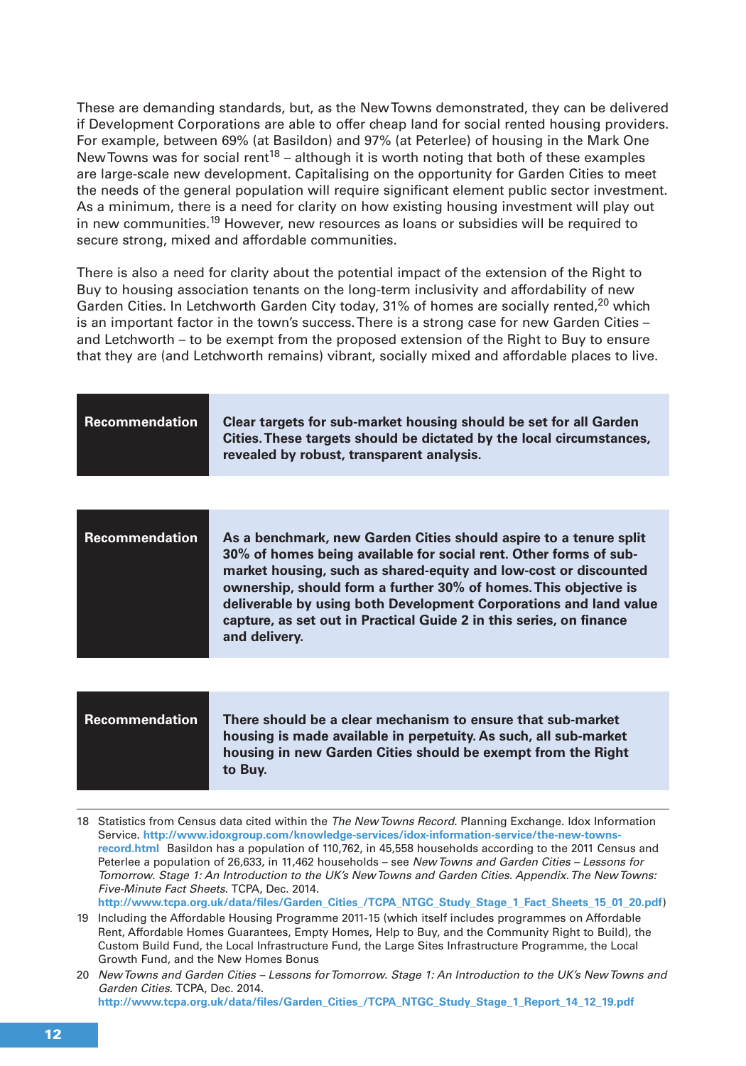These are demanding standards, but, as the New Towns demonstrated, they can be delivered if Development Corporations are able to offer cheap land for social rented housing providers. For example, between 69% (at Basildon) and 97% (at Peterlee) of housing in the Mark One New Towns was for social rent[18] – although it is worth noting that both of these examples are large-scale new development. Capitalising on the opportunity for Garden Cities to meet the needs of the general population will require significant element public sector investment. As a minimum, there is a need for clarity on how existing housing investment will play out in new communities.[19] However, new resources as loans or subsidies will be required to secure strong, mixed and affordable communities.

There is also a need for clarity about the potential impact of the extension of the Right to Buy to housing association tenants on the long-term inclusivity and affordability of new Garden Cities. In Letchworth Garden City today, 31% of homes are socially rented,[20] which is an important factor in the town's success. There is a strong case for new Garden Cities – and Letchworth – to be exempt from the proposed extension of the Right to Buy to ensure that they are (and Letchworth remains) vibrant, socially mixed and affordable places to live.

| **Recommendation** | **Clear targets for sub-market housing should be set for all Garden Cities. These targets should be dictated by the local circumstances, revealed by robust, transparent analysis.** |
|---|---|

| **Recommendation** | **As a benchmark, new Garden Cities should aspire to a tenure split 30% of homes being available for social rent. Other forms of sub-market housing, such as shared-equity and low-cost or discounted ownership, should form a further 30% of homes. This objective is deliverable by using both Development Corporations and land value capture, as set out in Practical Guide 2 in this series, on finance and delivery.** |
|---|---|

| **Recommendation** | **There should be a clear mechanism to ensure that sub-market housing is made available in perpetuity. As such, all sub-market housing in new Garden Cities should be exempt from the Right to Buy.** |
|---|---|

18 Statistics from Census data cited within the *The New Towns Record*. Planning Exchange. Idox Information Service. **http://www.idoxgroup.com/knowledge-services/idox-information-service/the-new-towns-record.html** Basildon has a population of 110,762, in 45,558 households according to the 2011 Census and Peterlee a population of 26,633, in 11,462 households – see *New Towns and Garden Cities – Lessons for Tomorrow. Stage 1: An Introduction to the UK's New Towns and Garden Cities. Appendix. The New Towns: Five-Minute Fact Sheets*. TCPA, Dec. 2014. **http://www.tcpa.org.uk/data/files/Garden_Cities_/TCPA_NTGC_Study_Stage_1_Fact_Sheets_15_01_20.pdf**)

19 Including the Affordable Housing Programme 2011-15 (which itself includes programmes on Affordable Rent, Affordable Homes Guarantees, Empty Homes, Help to Buy, and the Community Right to Build), the Custom Build Fund, the Local Infrastructure Fund, the Large Sites Infrastructure Programme, the Local Growth Fund, and the New Homes Bonus

20 *New Towns and Garden Cities – Lessons for Tomorrow. Stage 1: An Introduction to the UK's New Towns and Garden Cities*. TCPA, Dec. 2014. **http://www.tcpa.org.uk/data/files/Garden_Cities_/TCPA_NTGC_Study_Stage_1_Report_14_12_19.pdf**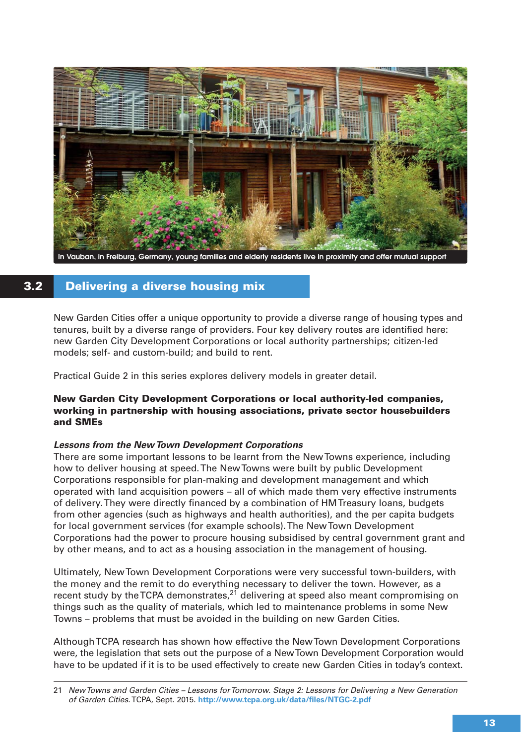In Vauban, in Freiburg, Germany, young families and elderly residents live in proximity and offer mutual support

## 3.2 Delivering a diverse housing mix

New Garden Cities offer a unique opportunity to provide a diverse range of housing types and tenures, built by a diverse range of providers. Four key delivery routes are identified here: new Garden City Development Corporations or local authority partnerships; citizen-led models; self- and custom-build; and build to rent.

Practical Guide 2 in this series explores delivery models in greater detail.

**New Garden City Development Corporations or local authority-led companies, working in partnership with housing associations, private sector housebuilders and SMEs**

***Lessons from the New Town Development Corporations***

There are some important lessons to be learnt from the New Towns experience, including how to deliver housing at speed. The New Towns were built by public Development Corporations responsible for plan-making and development management and which operated with land acquisition powers – all of which made them very effective instruments of delivery. They were directly financed by a combination of HM Treasury loans, budgets from other agencies (such as highways and health authorities), and the per capita budgets for local government services (for example schools). The New Town Development Corporations had the power to procure housing subsidised by central government grant and by other means, and to act as a housing association in the management of housing.

Ultimately, New Town Development Corporations were very successful town-builders, with the money and the remit to do everything necessary to deliver the town. However, as a recent study by the TCPA demonstrates,[21] delivering at speed also meant compromising on things such as the quality of materials, which led to maintenance problems in some New Towns – problems that must be avoided in the building on new Garden Cities.

Although TCPA research has shown how effective the New Town Development Corporations were, the legislation that sets out the purpose of a New Town Development Corporation would have to be updated if it is to be used effectively to create new Garden Cities in today's context.

21 *New Towns and Garden Cities – Lessons for Tomorrow. Stage 2: Lessons for Delivering a New Generation of Garden Cities.* TCPA, Sept. 2015. **http://www.tcpa.org.uk/data/files/NTGC-2.pdf**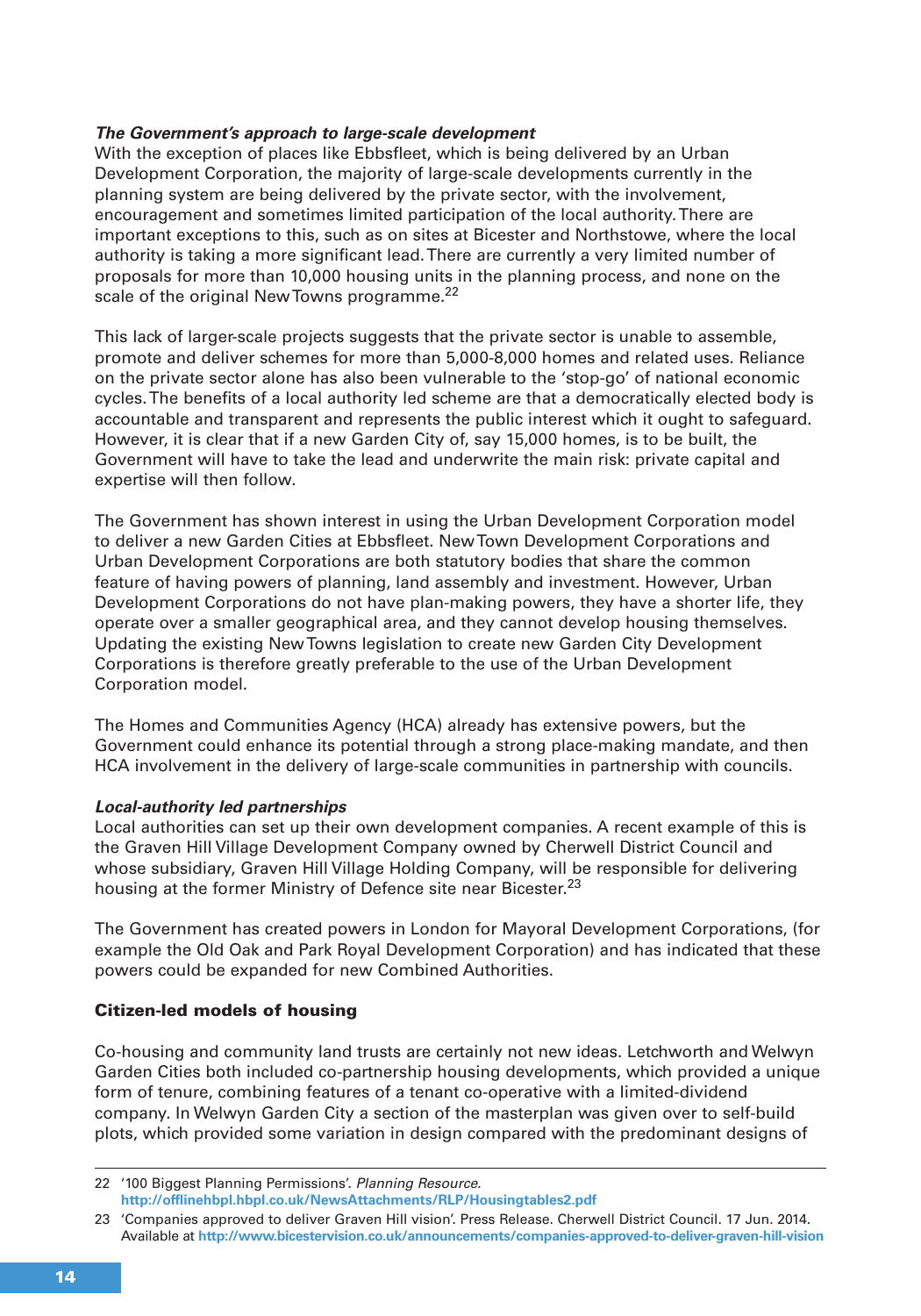***The Government's approach to large-scale development***

With the exception of places like Ebbsfleet, which is being delivered by an Urban Development Corporation, the majority of large-scale developments currently in the planning system are being delivered by the private sector, with the involvement, encouragement and sometimes limited participation of the local authority. There are important exceptions to this, such as on sites at Bicester and Northstowe, where the local authority is taking a more significant lead. There are currently a very limited number of proposals for more than 10,000 housing units in the planning process, and none on the scale of the original New Towns programme.[22]

This lack of larger-scale projects suggests that the private sector is unable to assemble, promote and deliver schemes for more than 5,000-8,000 homes and related uses. Reliance on the private sector alone has also been vulnerable to the 'stop-go' of national economic cycles. The benefits of a local authority led scheme are that a democratically elected body is accountable and transparent and represents the public interest which it ought to safeguard. However, it is clear that if a new Garden City of, say 15,000 homes, is to be built, the Government will have to take the lead and underwrite the main risk: private capital and expertise will then follow.

The Government has shown interest in using the Urban Development Corporation model to deliver a new Garden Cities at Ebbsfleet. New Town Development Corporations and Urban Development Corporations are both statutory bodies that share the common feature of having powers of planning, land assembly and investment. However, Urban Development Corporations do not have plan-making powers, they have a shorter life, they operate over a smaller geographical area, and they cannot develop housing themselves. Updating the existing New Towns legislation to create new Garden City Development Corporations is therefore greatly preferable to the use of the Urban Development Corporation model.

The Homes and Communities Agency (HCA) already has extensive powers, but the Government could enhance its potential through a strong place-making mandate, and then HCA involvement in the delivery of large-scale communities in partnership with councils.

***Local-authority led partnerships***

Local authorities can set up their own development companies. A recent example of this is the Graven Hill Village Development Company owned by Cherwell District Council and whose subsidiary, Graven Hill Village Holding Company, will be responsible for delivering housing at the former Ministry of Defence site near Bicester.[23]

The Government has created powers in London for Mayoral Development Corporations, (for example the Old Oak and Park Royal Development Corporation) and has indicated that these powers could be expanded for new Combined Authorities.

**Citizen-led models of housing**

Co-housing and community land trusts are certainly not new ideas. Letchworth and Welwyn Garden Cities both included co-partnership housing developments, which provided a unique form of tenure, combining features of a tenant co-operative with a limited-dividend company. In Welwyn Garden City a section of the masterplan was given over to self-build plots, which provided some variation in design compared with the predominant designs of

---

22 '100 Biggest Planning Permissions'. *Planning Resource*. **http://offlinehbpl.hbpl.co.uk/NewsAttachments/RLP/Housingtables2.pdf**

23 'Companies approved to deliver Graven Hill vision'. Press Release. Cherwell District Council. 17 Jun. 2014. Available at **http://www.bicestervision.co.uk/announcements/companies-approved-to-deliver-graven-hill-vision**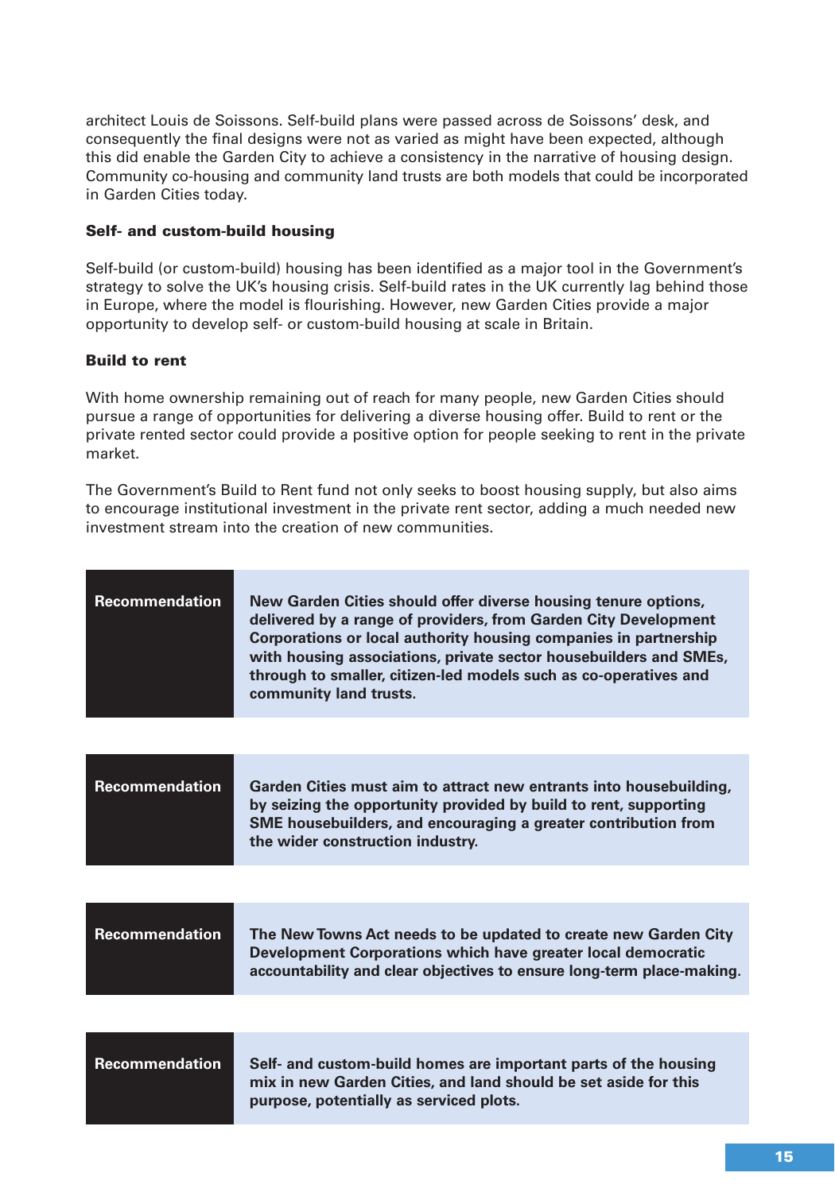architect Louis de Soissons. Self-build plans were passed across de Soissons' desk, and consequently the final designs were not as varied as might have been expected, although this did enable the Garden City to achieve a consistency in the narrative of housing design. Community co-housing and community land trusts are both models that could be incorporated in Garden Cities today.

### Self- and custom-build housing

Self-build (or custom-build) housing has been identified as a major tool in the Government's strategy to solve the UK's housing crisis. Self-build rates in the UK currently lag behind those in Europe, where the model is flourishing. However, new Garden Cities provide a major opportunity to develop self- or custom-build housing at scale in Britain.

### Build to rent

With home ownership remaining out of reach for many people, new Garden Cities should pursue a range of opportunities for delivering a diverse housing offer. Build to rent or the private rented sector could provide a positive option for people seeking to rent in the private market.

The Government's Build to Rent fund not only seeks to boost housing supply, but also aims to encourage institutional investment in the private rent sector, adding a much needed new investment stream into the creation of new communities.

| **Recommendation** | **New Garden Cities should offer diverse housing tenure options, delivered by a range of providers, from Garden City Development Corporations or local authority housing companies in partnership with housing associations, private sector housebuilders and SMEs, through to smaller, citizen-led models such as co-operatives and community land trusts.** |
|---|---|

| **Recommendation** | **Garden Cities must aim to attract new entrants into housebuilding, by seizing the opportunity provided by build to rent, supporting SME housebuilders, and encouraging a greater contribution from the wider construction industry.** |
|---|---|

| **Recommendation** | **The New Towns Act needs to be updated to create new Garden City Development Corporations which have greater local democratic accountability and clear objectives to ensure long-term place-making.** |
|---|---|

| **Recommendation** | **Self- and custom-build homes are important parts of the housing mix in new Garden Cities, and land should be set aside for this purpose, potentially as serviced plots.** |
|---|---|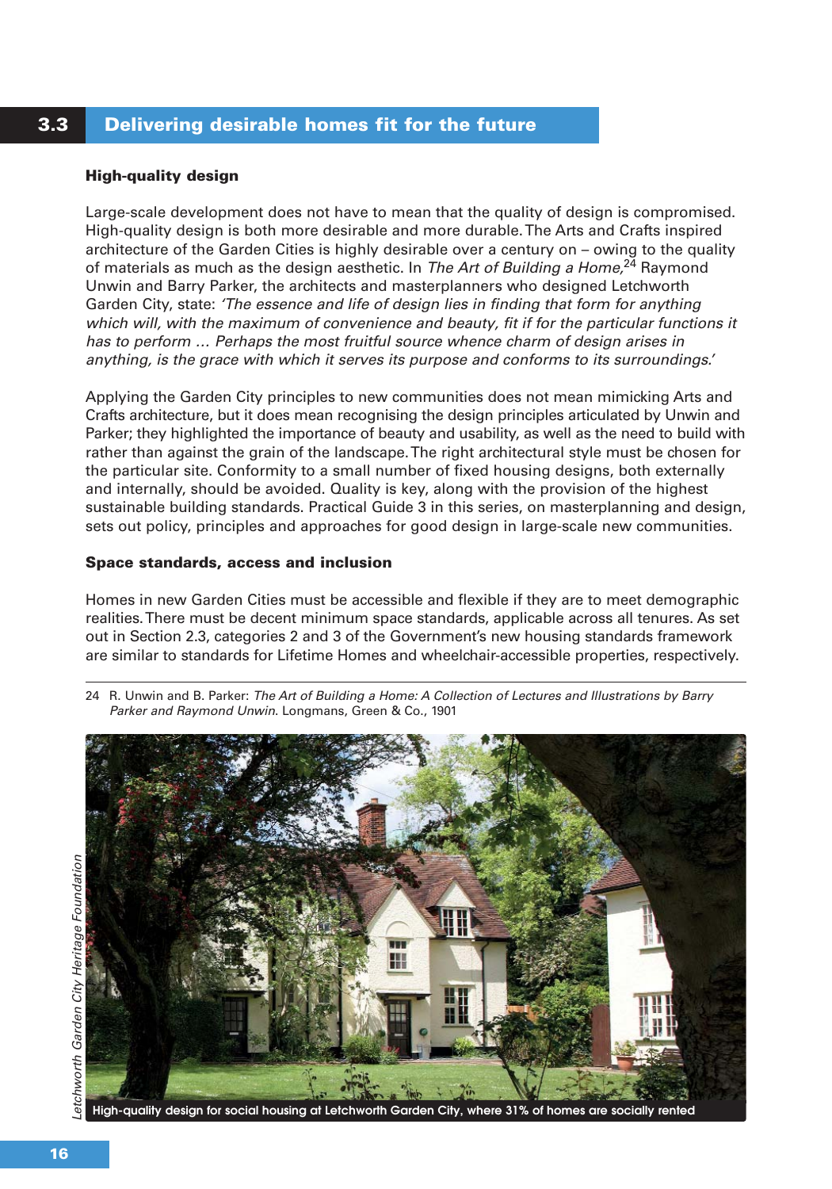## 3.3 Delivering desirable homes fit for the future

### High-quality design

Large-scale development does not have to mean that the quality of design is compromised. High-quality design is both more desirable and more durable. The Arts and Crafts inspired architecture of the Garden Cities is highly desirable over a century on – owing to the quality of materials as much as the design aesthetic. In *The Art of Building a Home,*[24] Raymond Unwin and Barry Parker, the architects and masterplanners who designed Letchworth Garden City, state: *'The essence and life of design lies in finding that form for anything which will, with the maximum of convenience and beauty, fit if for the particular functions it has to perform ... Perhaps the most fruitful source whence charm of design arises in anything, is the grace with which it serves its purpose and conforms to its surroundings.'*

Applying the Garden City principles to new communities does not mean mimicking Arts and Crafts architecture, but it does mean recognising the design principles articulated by Unwin and Parker; they highlighted the importance of beauty and usability, as well as the need to build with rather than against the grain of the landscape. The right architectural style must be chosen for the particular site. Conformity to a small number of fixed housing designs, both externally and internally, should be avoided. Quality is key, along with the provision of the highest sustainable building standards. Practical Guide 3 in this series, on masterplanning and design, sets out policy, principles and approaches for good design in large-scale new communities.

### Space standards, access and inclusion

Homes in new Garden Cities must be accessible and flexible if they are to meet demographic realities. There must be decent minimum space standards, applicable across all tenures. As set out in Section 2.3, categories 2 and 3 of the Government's new housing standards framework are similar to standards for Lifetime Homes and wheelchair-accessible properties, respectively.

---

24 R. Unwin and B. Parker: *The Art of Building a Home: A Collection of Lectures and Illustrations by Barry Parker and Raymond Unwin*. Longmans, Green & Co., 1901

*Letchworth Garden City Heritage Foundation*

High-quality design for social housing at Letchworth Garden City, where 31% of homes are socially rented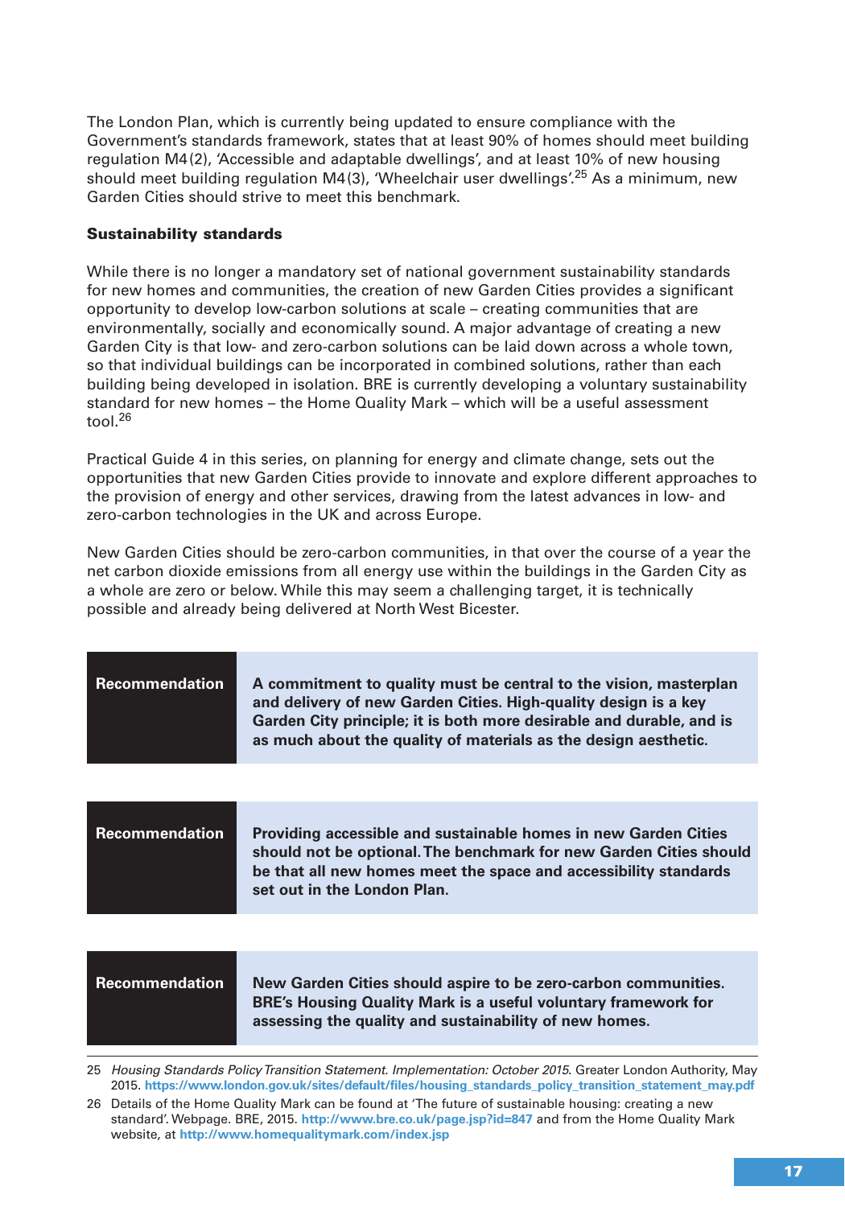The London Plan, which is currently being updated to ensure compliance with the Government's standards framework, states that at least 90% of homes should meet building regulation M4(2), 'Accessible and adaptable dwellings', and at least 10% of new housing should meet building regulation M4(3), 'Wheelchair user dwellings'.[25] As a minimum, new Garden Cities should strive to meet this benchmark.

**Sustainability standards**

While there is no longer a mandatory set of national government sustainability standards for new homes and communities, the creation of new Garden Cities provides a significant opportunity to develop low-carbon solutions at scale – creating communities that are environmentally, socially and economically sound. A major advantage of creating a new Garden City is that low- and zero-carbon solutions can be laid down across a whole town, so that individual buildings can be incorporated in combined solutions, rather than each building being developed in isolation. BRE is currently developing a voluntary sustainability standard for new homes – the Home Quality Mark – which will be a useful assessment tool.[26]

Practical Guide 4 in this series, on planning for energy and climate change, sets out the opportunities that new Garden Cities provide to innovate and explore different approaches to the provision of energy and other services, drawing from the latest advances in low- and zero-carbon technologies in the UK and across Europe.

New Garden Cities should be zero-carbon communities, in that over the course of a year the net carbon dioxide emissions from all energy use within the buildings in the Garden City as a whole are zero or below. While this may seem a challenging target, it is technically possible and already being delivered at North West Bicester.

| **Recommendation** | **A commitment to quality must be central to the vision, masterplan and delivery of new Garden Cities. High-quality design is a key Garden City principle; it is both more desirable and durable, and is as much about the quality of materials as the design aesthetic.** |
|---|---|

| **Recommendation** | **Providing accessible and sustainable homes in new Garden Cities should not be optional. The benchmark for new Garden Cities should be that all new homes meet the space and accessibility standards set out in the London Plan.** |
|---|---|

| **Recommendation** | **New Garden Cities should aspire to be zero-carbon communities. BRE's Housing Quality Mark is a useful voluntary framework for assessing the quality and sustainability of new homes.** |
|---|---|

25 *Housing Standards Policy Transition Statement. Implementation: October 2015*. Greater London Authority, May 2015. https://www.london.gov.uk/sites/default/files/housing_standards_policy_transition_statement_may.pdf

26 Details of the Home Quality Mark can be found at 'The future of sustainable housing: creating a new standard'. Webpage. BRE, 2015. http://www.bre.co.uk/page.jsp?id=847 and from the Home Quality Mark website, at http://www.homequalitymark.com/index.jsp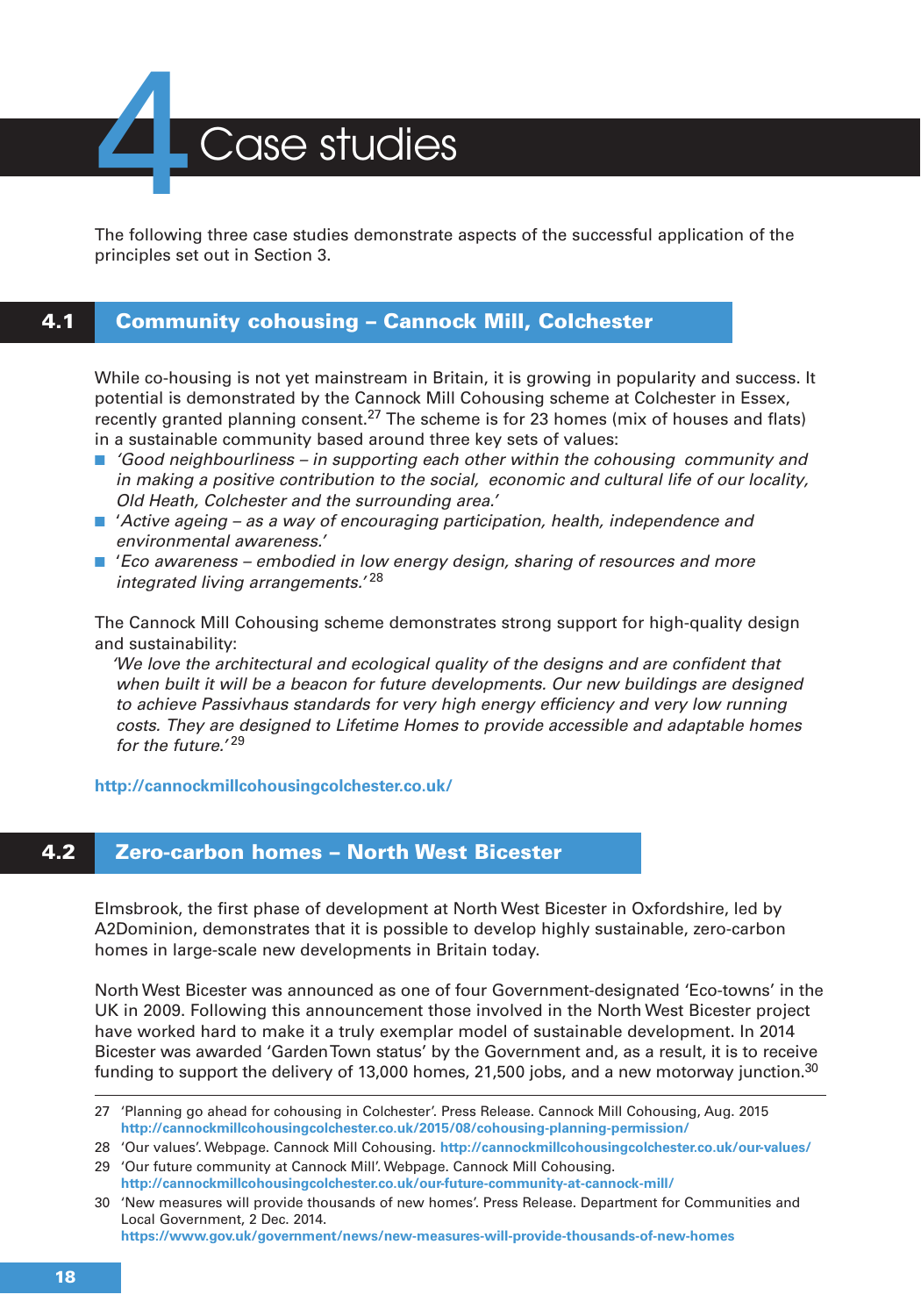# 4 Case studies

The following three case studies demonstrate aspects of the successful application of the principles set out in Section 3.

## 4.1 Community cohousing – Cannock Mill, Colchester

While co-housing is not yet mainstream in Britain, it is growing in popularity and success. It potential is demonstrated by the Cannock Mill Cohousing scheme at Colchester in Essex, recently granted planning consent.[27] The scheme is for 23 homes (mix of houses and flats) in a sustainable community based around three key sets of values:

- *'Good neighbourliness – in supporting each other within the cohousing community and in making a positive contribution to the social, economic and cultural life of our locality, Old Heath, Colchester and the surrounding area.'*
- *'Active ageing – as a way of encouraging participation, health, independence and environmental awareness.'*
- *'Eco awareness – embodied in low energy design, sharing of resources and more integrated living arrangements.'*[28]

The Cannock Mill Cohousing scheme demonstrates strong support for high-quality design and sustainability:

> *'We love the architectural and ecological quality of the designs and are confident that when built it will be a beacon for future developments. Our new buildings are designed to achieve Passivhaus standards for very high energy efficiency and very low running costs. They are designed to Lifetime Homes to provide accessible and adaptable homes for the future.'*[29]

**http://cannockmillcohousingcolchester.co.uk/**

## 4.2 Zero-carbon homes – North West Bicester

Elmsbrook, the first phase of development at North West Bicester in Oxfordshire, led by A2Dominion, demonstrates that it is possible to develop highly sustainable, zero-carbon homes in large-scale new developments in Britain today.

North West Bicester was announced as one of four Government-designated 'Eco-towns' in the UK in 2009. Following this announcement those involved in the North West Bicester project have worked hard to make it a truly exemplar model of sustainable development. In 2014 Bicester was awarded 'Garden Town status' by the Government and, as a result, it is to receive funding to support the delivery of 13,000 homes, 21,500 jobs, and a new motorway junction.[30]

---

27 'Planning go ahead for cohousing in Colchester'. Press Release. Cannock Mill Cohousing, Aug. 2015 **http://cannockmillcohousingcolchester.co.uk/2015/08/cohousing-planning-permission/**

28 'Our values'. Webpage. Cannock Mill Cohousing. **http://cannockmillcohousingcolchester.co.uk/our-values/**

29 'Our future community at Cannock Mill'. Webpage. Cannock Mill Cohousing. **http://cannockmillcohousingcolchester.co.uk/our-future-community-at-cannock-mill/**

30 'New measures will provide thousands of new homes'. Press Release. Department for Communities and Local Government, 2 Dec. 2014. **https://www.gov.uk/government/news/new-measures-will-provide-thousands-of-new-homes**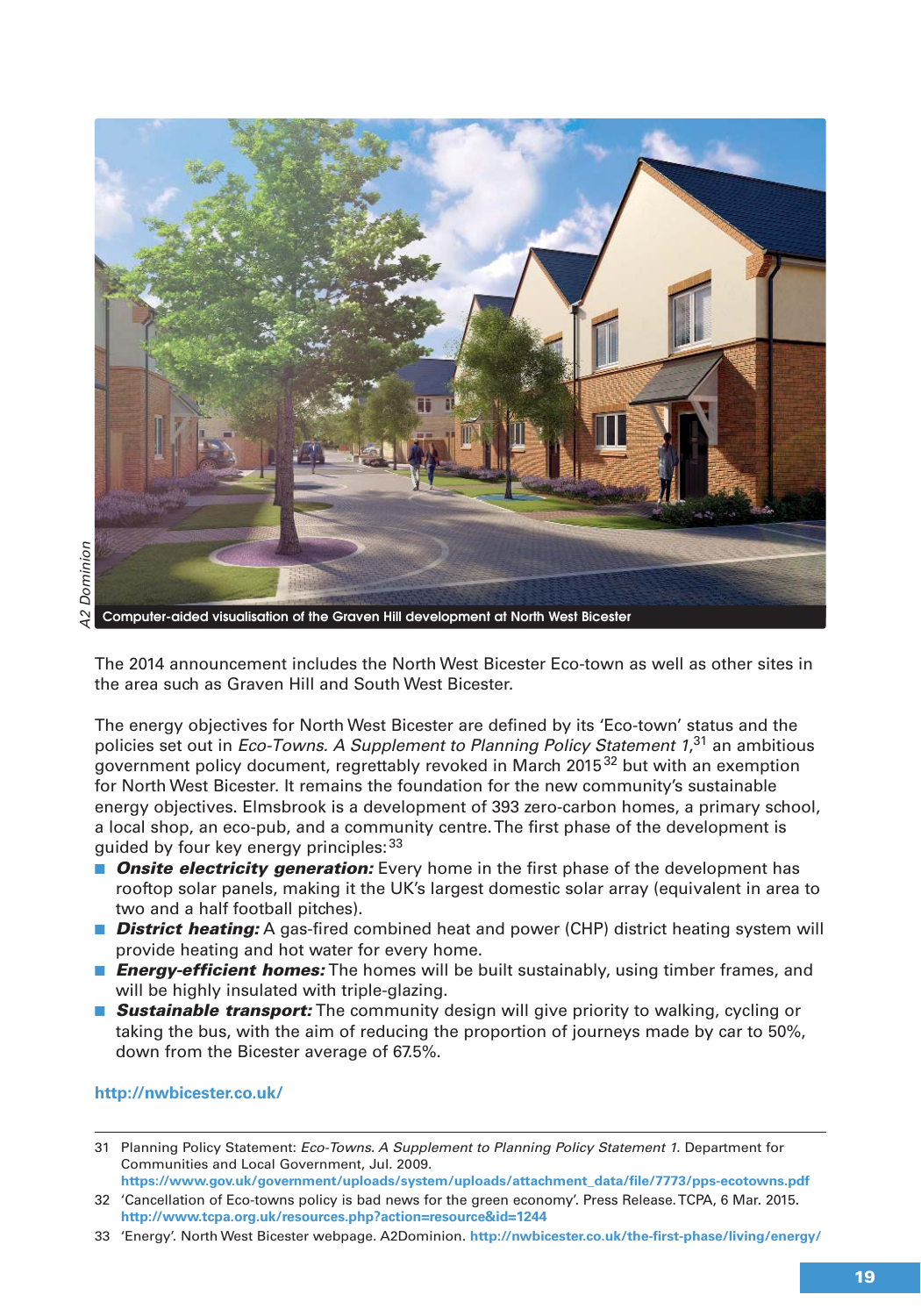A2 Dominion

Computer-aided visualisation of the Graven Hill development at North West Bicester

The 2014 announcement includes the North West Bicester Eco-town as well as other sites in the area such as Graven Hill and South West Bicester.

The energy objectives for North West Bicester are defined by its 'Eco-town' status and the policies set out in *Eco-Towns. A Supplement to Planning Policy Statement 1*,[31] an ambitious government policy document, regrettably revoked in March 2015[32] but with an exemption for North West Bicester. It remains the foundation for the new community's sustainable energy objectives. Elmsbrook is a development of 393 zero-carbon homes, a primary school, a local shop, an eco-pub, and a community centre. The first phase of the development is guided by four key energy principles:[33]

- ***Onsite electricity generation:*** Every home in the first phase of the development has rooftop solar panels, making it the UK's largest domestic solar array (equivalent in area to two and a half football pitches).
- ***District heating:*** A gas-fired combined heat and power (CHP) district heating system will provide heating and hot water for every home.
- ***Energy-efficient homes:*** The homes will be built sustainably, using timber frames, and will be highly insulated with triple-glazing.
- ***Sustainable transport:*** The community design will give priority to walking, cycling or taking the bus, with the aim of reducing the proportion of journeys made by car to 50%, down from the Bicester average of 67.5%.

**http://nwbicester.co.uk/**

---

31 Planning Policy Statement: *Eco-Towns. A Supplement to Planning Policy Statement 1*. Department for Communities and Local Government, Jul. 2009. **https://www.gov.uk/government/uploads/system/uploads/attachment_data/file/7773/pps-ecotowns.pdf**

32 'Cancellation of Eco-towns policy is bad news for the green economy'. Press Release. TCPA, 6 Mar. 2015. **http://www.tcpa.org.uk/resources.php?action=resource&id=1244**

33 'Energy'. North West Bicester webpage. A2Dominion. **http://nwbicester.co.uk/the-first-phase/living/energy/**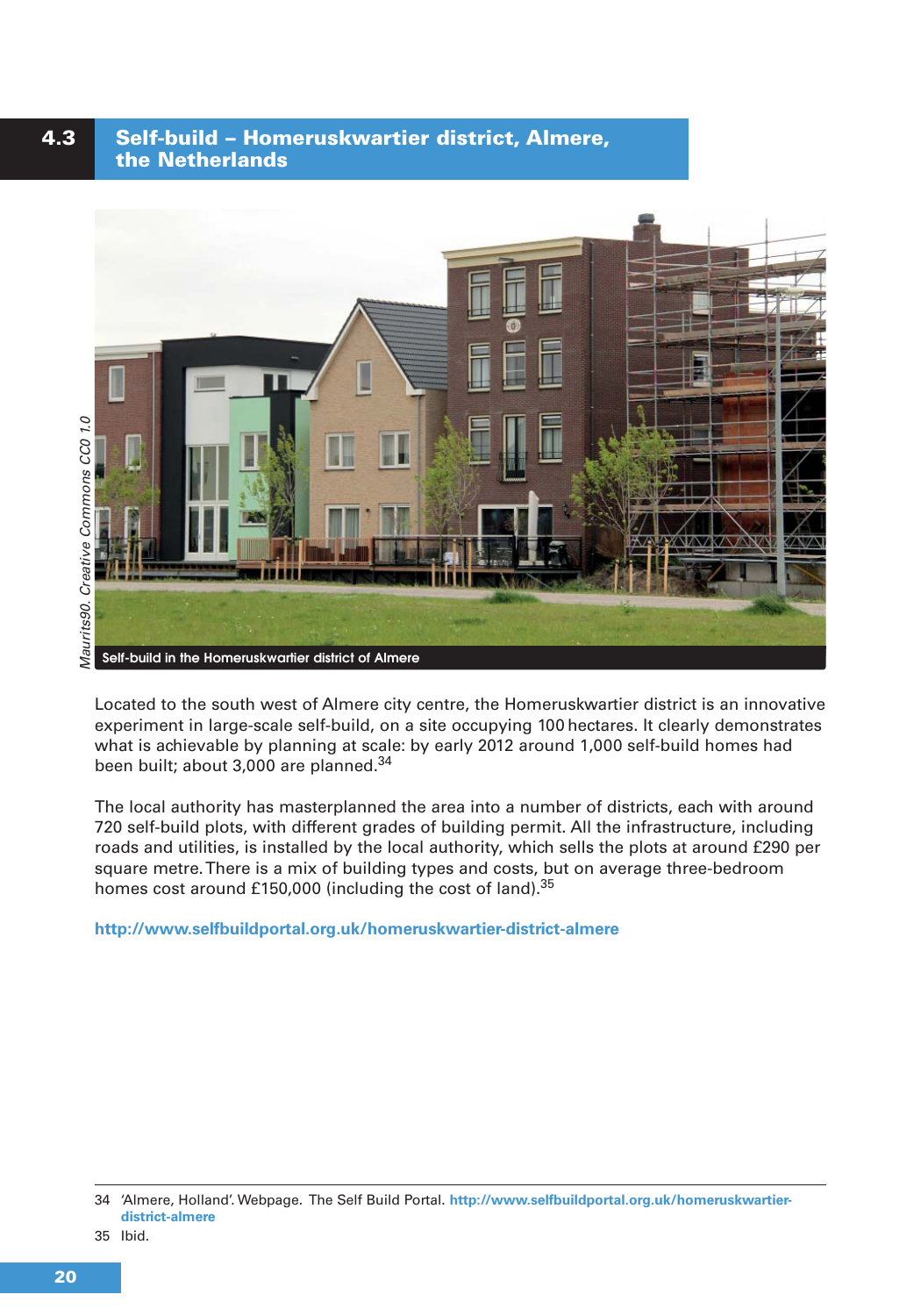## 4.3 Self-build – Homeruskwartier district, Almere, the Netherlands

Maurits90. Creative Commons CC0 1.0

Self-build in the Homeruskwartier district of Almere

Located to the south west of Almere city centre, the Homeruskwartier district is an innovative experiment in large-scale self-build, on a site occupying 100 hectares. It clearly demonstrates what is achievable by planning at scale: by early 2012 around 1,000 self-build homes had been built; about 3,000 are planned.[34]

The local authority has masterplanned the area into a number of districts, each with around 720 self-build plots, with different grades of building permit. All the infrastructure, including roads and utilities, is installed by the local authority, which sells the plots at around £290 per square metre. There is a mix of building types and costs, but on average three-bedroom homes cost around £150,000 (including the cost of land).[35]

**http://www.selfbuildportal.org.uk/homeruskwartier-district-almere**

---

34 'Almere, Holland'. Webpage. The Self Build Portal. **http://www.selfbuildportal.org.uk/homeruskwartier-district-almere**

35 Ibid.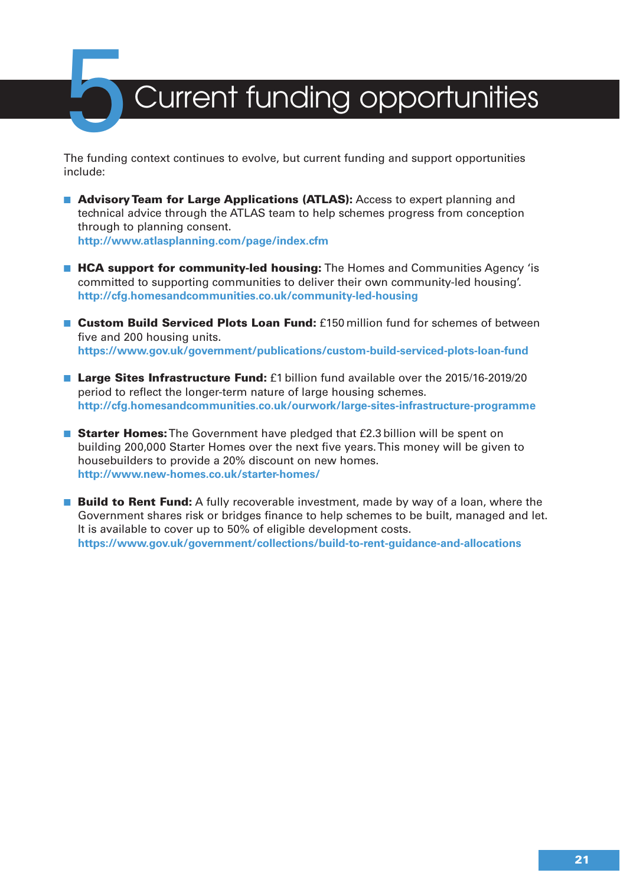# 5 Current funding opportunities

The funding context continues to evolve, but current funding and support opportunities include:

- **Advisory Team for Large Applications (ATLAS):** Access to expert planning and technical advice through the ATLAS team to help schemes progress from conception through to planning consent.
  **http://www.atlasplanning.com/page/index.cfm**

- **HCA support for community-led housing:** The Homes and Communities Agency 'is committed to supporting communities to deliver their own community-led housing'.
  **http://cfg.homesandcommunities.co.uk/community-led-housing**

- **Custom Build Serviced Plots Loan Fund:** £150 million fund for schemes of between five and 200 housing units.
  **https://www.gov.uk/government/publications/custom-build-serviced-plots-loan-fund**

- **Large Sites Infrastructure Fund:** £1 billion fund available over the 2015/16-2019/20 period to reflect the longer-term nature of large housing schemes.
  **http://cfg.homesandcommunities.co.uk/ourwork/large-sites-infrastructure-programme**

- **Starter Homes:** The Government have pledged that £2.3 billion will be spent on building 200,000 Starter Homes over the next five years. This money will be given to housebuilders to provide a 20% discount on new homes.
  **http://www.new-homes.co.uk/starter-homes/**

- **Build to Rent Fund:** A fully recoverable investment, made by way of a loan, where the Government shares risk or bridges finance to help schemes to be built, managed and let. It is available to cover up to 50% of eligible development costs.
  **https://www.gov.uk/government/collections/build-to-rent-guidance-and-allocations**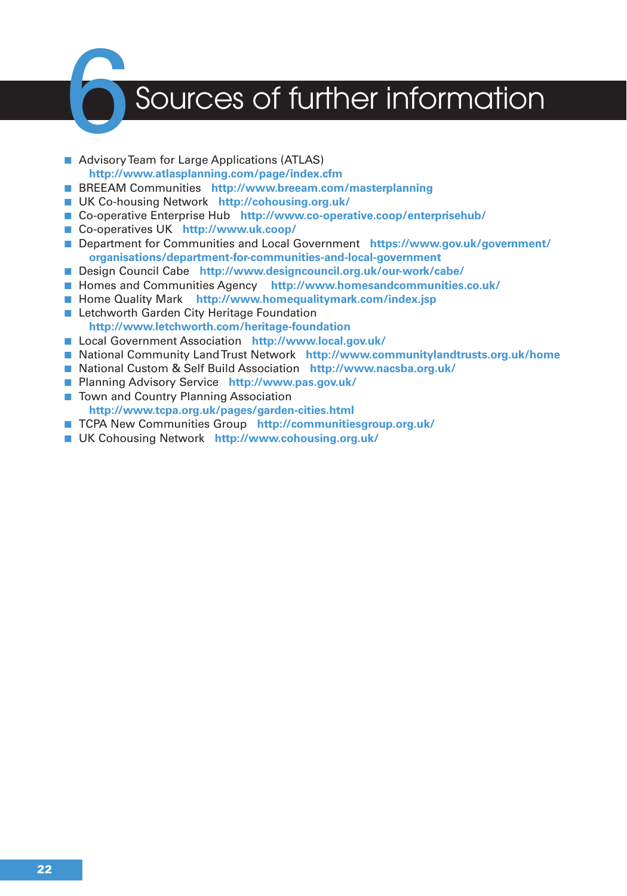# 6 Sources of further information

- Advisory Team for Large Applications (ATLAS)
  **http://www.atlasplanning.com/page/index.cfm**
- BREEAM Communities **http://www.breeam.com/masterplanning**
- UK Co-housing Network **http://cohousing.org.uk/**
- Co-operative Enterprise Hub **http://www.co-operative.coop/enterprisehub/**
- Co-operatives UK **http://www.uk.coop/**
- Department for Communities and Local Government **https://www.gov.uk/government/organisations/department-for-communities-and-local-government**
- Design Council Cabe **http://www.designcouncil.org.uk/our-work/cabe/**
- Homes and Communities Agency **http://www.homesandcommunities.co.uk/**
- Home Quality Mark **http://www.homequalitymark.com/index.jsp**
- Letchworth Garden City Heritage Foundation
  **http://www.letchworth.com/heritage-foundation**
- Local Government Association **http://www.local.gov.uk/**
- National Community Land Trust Network **http://www.communitylandtrusts.org.uk/home**
- National Custom & Self Build Association **http://www.nacsba.org.uk/**
- Planning Advisory Service **http://www.pas.gov.uk/**
- Town and Country Planning Association
  **http://www.tcpa.org.uk/pages/garden-cities.html**
- TCPA New Communities Group **http://communitiesgroup.org.uk/**
- UK Cohousing Network **http://www.cohousing.org.uk/**